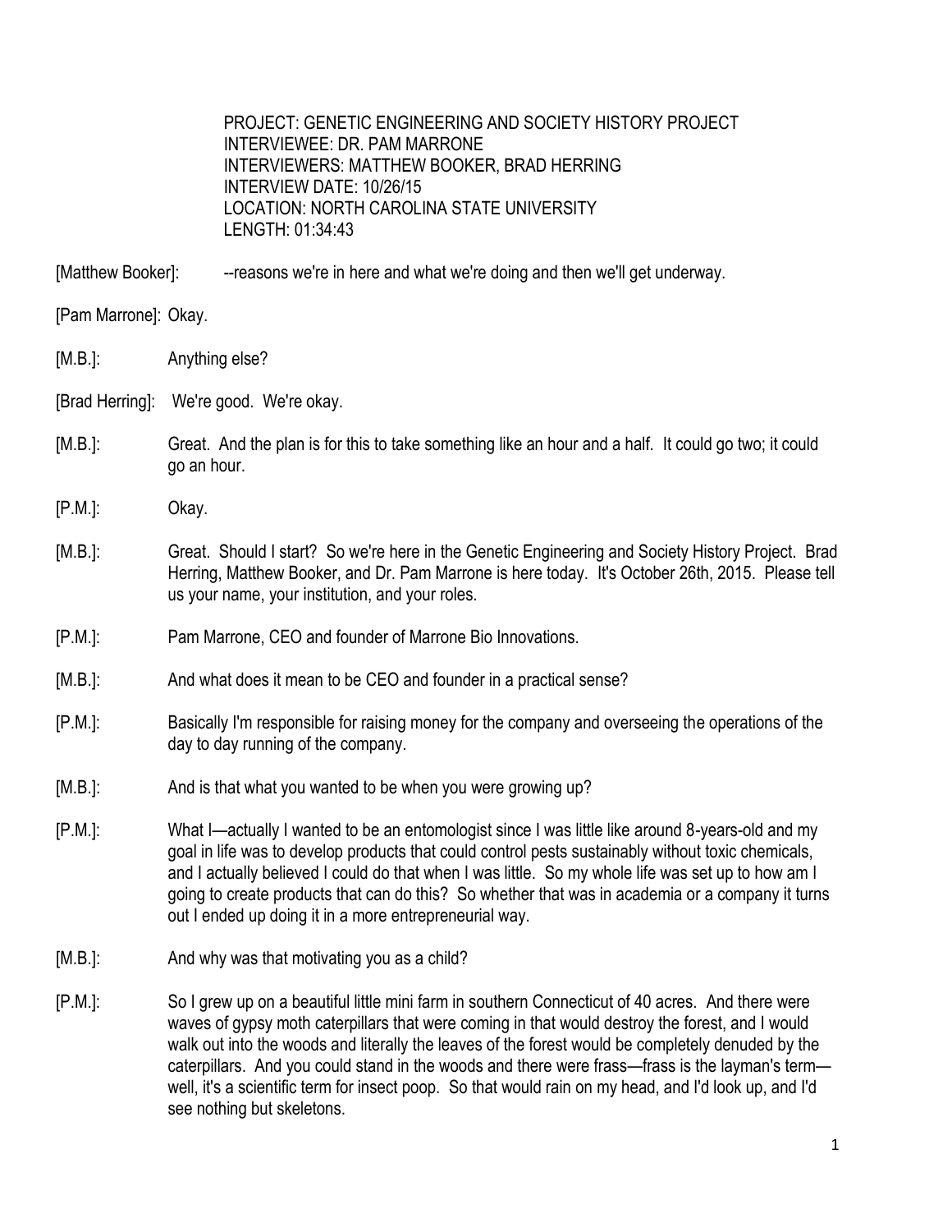PROJECT: GENETIC ENGINEERING AND SOCIETY HISTORY PROJECT
INTERVIEWEE: DR. PAM MARRONE
INTERVIEWERS: MATTHEW BOOKER, BRAD HERRING
INTERVIEW DATE: 10/26/15
LOCATION: NORTH CAROLINA STATE UNIVERSITY
LENGTH: 01:34:43

[Matthew Booker]: --reasons we're in here and what we're doing and then we'll get underway.

[Pam Marrone]: Okay.

[M.B.]: Anything else?

[Brad Herring]: We're good. We're okay.

[M.B.]: Great. And the plan is for this to take something like an hour and a half. It could go two; it could go an hour.

[P.M.]: Okay.

[M.B.]: Great. Should I start? So we're here in the Genetic Engineering and Society History Project. Brad Herring, Matthew Booker, and Dr. Pam Marrone is here today. It's October 26th, 2015. Please tell us your name, your institution, and your roles.

[P.M.]: Pam Marrone, CEO and founder of Marrone Bio Innovations.

[M.B.]: And what does it mean to be CEO and founder in a practical sense?

[P.M.]: Basically I'm responsible for raising money for the company and overseeing the operations of the day to day running of the company.

[M.B.]: And is that what you wanted to be when you were growing up?

[P.M.]: What I—actually I wanted to be an entomologist since I was little like around 8-years-old and my goal in life was to develop products that could control pests sustainably without toxic chemicals, and I actually believed I could do that when I was little. So my whole life was set up to how am I going to create products that can do this? So whether that was in academia or a company it turns out I ended up doing it in a more entrepreneurial way.

[M.B.]: And why was that motivating you as a child?

[P.M.]: So I grew up on a beautiful little mini farm in southern Connecticut of 40 acres. And there were waves of gypsy moth caterpillars that were coming in that would destroy the forest, and I would walk out into the woods and literally the leaves of the forest would be completely denuded by the caterpillars. And you could stand in the woods and there were frass—frass is the layman's term—well, it's a scientific term for insect poop. So that would rain on my head, and I'd look up, and I'd see nothing but skeletons.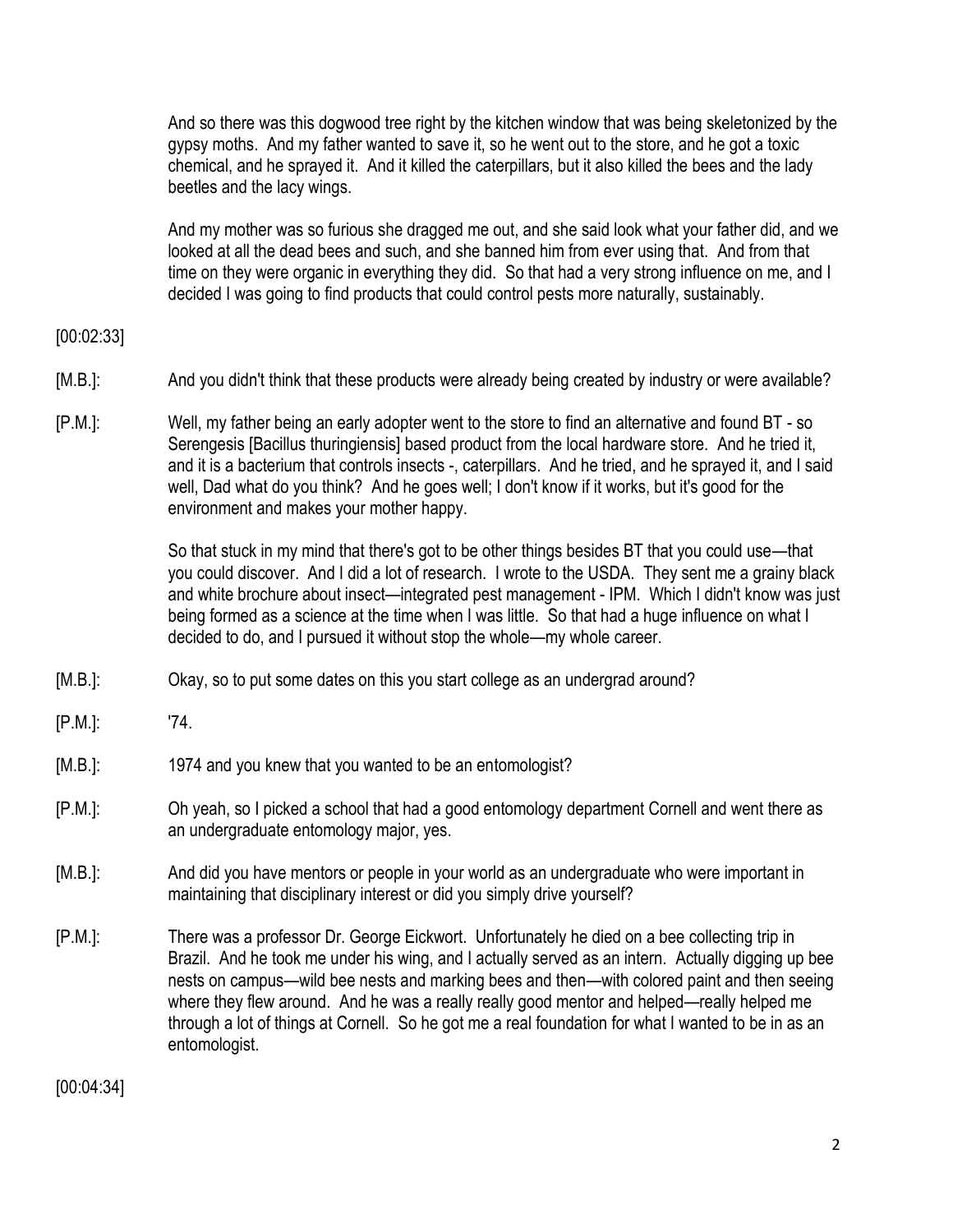And so there was this dogwood tree right by the kitchen window that was being skeletonized by the gypsy moths. And my father wanted to save it, so he went out to the store, and he got a toxic chemical, and he sprayed it. And it killed the caterpillars, but it also killed the bees and the lady beetles and the lacy wings.

And my mother was so furious she dragged me out, and she said look what your father did, and we looked at all the dead bees and such, and she banned him from ever using that. And from that time on they were organic in everything they did. So that had a very strong influence on me, and I decided I was going to find products that could control pests more naturally, sustainably.

[00:02:33]

[M.B.]: And you didn't think that these products were already being created by industry or were available?

[P.M.]: Well, my father being an early adopter went to the store to find an alternative and found BT - so Serengesis [Bacillus thuringiensis] based product from the local hardware store. And he tried it, and it is a bacterium that controls insects -, caterpillars. And he tried, and he sprayed it, and I said well, Dad what do you think? And he goes well; I don't know if it works, but it's good for the environment and makes your mother happy.

So that stuck in my mind that there's got to be other things besides BT that you could use—that you could discover. And I did a lot of research. I wrote to the USDA. They sent me a grainy black and white brochure about insect—integrated pest management - IPM. Which I didn't know was just being formed as a science at the time when I was little. So that had a huge influence on what I decided to do, and I pursued it without stop the whole—my whole career.

[M.B.]: Okay, so to put some dates on this you start college as an undergrad around?

[P.M.]: '74.

[M.B.]: 1974 and you knew that you wanted to be an entomologist?

[P.M.]: Oh yeah, so I picked a school that had a good entomology department Cornell and went there as an undergraduate entomology major, yes.

[M.B.]: And did you have mentors or people in your world as an undergraduate who were important in maintaining that disciplinary interest or did you simply drive yourself?

[P.M.]: There was a professor Dr. George Eickwort. Unfortunately he died on a bee collecting trip in Brazil. And he took me under his wing, and I actually served as an intern. Actually digging up bee nests on campus—wild bee nests and marking bees and then—with colored paint and then seeing where they flew around. And he was a really really good mentor and helped—really helped me through a lot of things at Cornell. So he got me a real foundation for what I wanted to be in as an entomologist.

[00:04:34]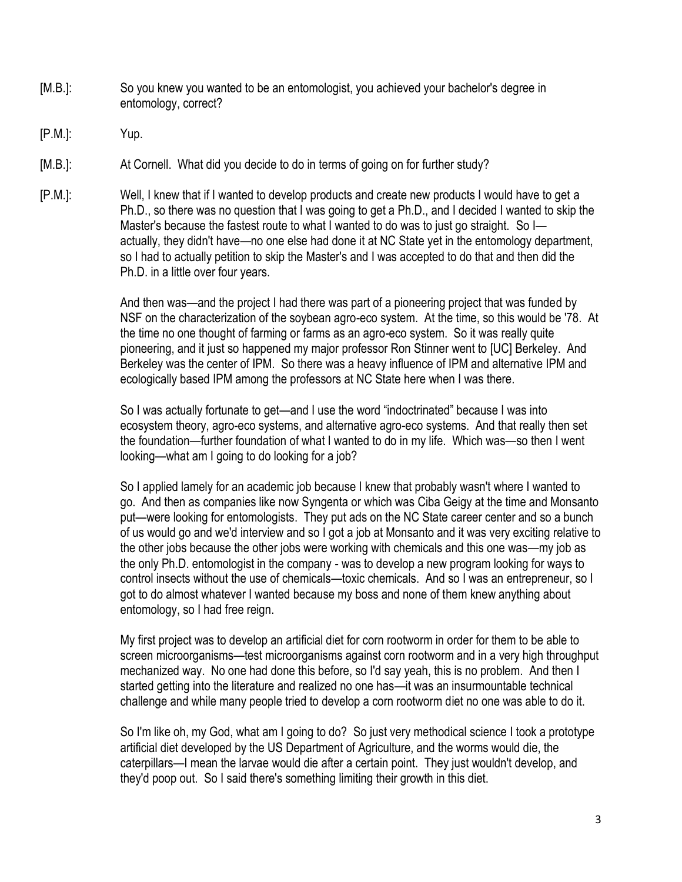[M.B.]: So you knew you wanted to be an entomologist, you achieved your bachelor's degree in entomology, correct?

[P.M.]: Yup.

[M.B.]: At Cornell. What did you decide to do in terms of going on for further study?

[P.M.]: Well, I knew that if I wanted to develop products and create new products I would have to get a Ph.D., so there was no question that I was going to get a Ph.D., and I decided I wanted to skip the Master's because the fastest route to what I wanted to do was to just go straight. So I—actually, they didn't have—no one else had done it at NC State yet in the entomology department, so I had to actually petition to skip the Master's and I was accepted to do that and then did the Ph.D. in a little over four years.

And then was—and the project I had there was part of a pioneering project that was funded by NSF on the characterization of the soybean agro-eco system. At the time, so this would be '78. At the time no one thought of farming or farms as an agro-eco system. So it was really quite pioneering, and it just so happened my major professor Ron Stinner went to [UC] Berkeley. And Berkeley was the center of IPM. So there was a heavy influence of IPM and alternative IPM and ecologically based IPM among the professors at NC State here when I was there.

So I was actually fortunate to get—and I use the word "indoctrinated" because I was into ecosystem theory, agro-eco systems, and alternative agro-eco systems. And that really then set the foundation—further foundation of what I wanted to do in my life. Which was—so then I went looking—what am I going to do looking for a job?

So I applied lamely for an academic job because I knew that probably wasn't where I wanted to go. And then as companies like now Syngenta or which was Ciba Geigy at the time and Monsanto put—were looking for entomologists. They put ads on the NC State career center and so a bunch of us would go and we'd interview and so I got a job at Monsanto and it was very exciting relative to the other jobs because the other jobs were working with chemicals and this one was—my job as the only Ph.D. entomologist in the company - was to develop a new program looking for ways to control insects without the use of chemicals—toxic chemicals. And so I was an entrepreneur, so I got to do almost whatever I wanted because my boss and none of them knew anything about entomology, so I had free reign.

My first project was to develop an artificial diet for corn rootworm in order for them to be able to screen microorganisms—test microorganisms against corn rootworm and in a very high throughput mechanized way. No one had done this before, so I'd say yeah, this is no problem. And then I started getting into the literature and realized no one has—it was an insurmountable technical challenge and while many people tried to develop a corn rootworm diet no one was able to do it.

So I'm like oh, my God, what am I going to do? So just very methodical science I took a prototype artificial diet developed by the US Department of Agriculture, and the worms would die, the caterpillars—I mean the larvae would die after a certain point. They just wouldn't develop, and they'd poop out. So I said there's something limiting their growth in this diet.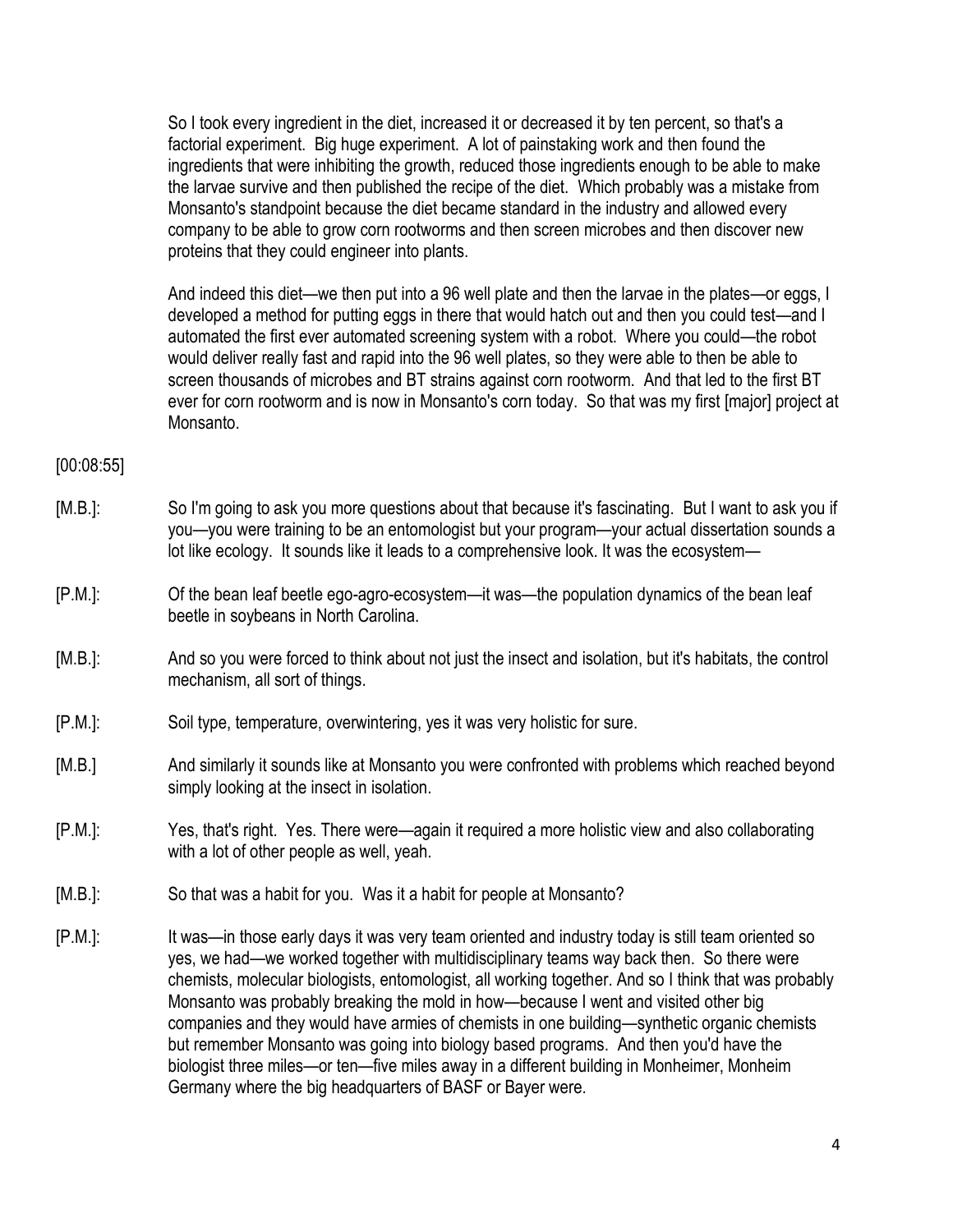So I took every ingredient in the diet, increased it or decreased it by ten percent, so that's a factorial experiment. Big huge experiment. A lot of painstaking work and then found the ingredients that were inhibiting the growth, reduced those ingredients enough to be able to make the larvae survive and then published the recipe of the diet. Which probably was a mistake from Monsanto's standpoint because the diet became standard in the industry and allowed every company to be able to grow corn rootworms and then screen microbes and then discover new proteins that they could engineer into plants.

And indeed this diet—we then put into a 96 well plate and then the larvae in the plates—or eggs, I developed a method for putting eggs in there that would hatch out and then you could test—and I automated the first ever automated screening system with a robot. Where you could—the robot would deliver really fast and rapid into the 96 well plates, so they were able to then be able to screen thousands of microbes and BT strains against corn rootworm. And that led to the first BT ever for corn rootworm and is now in Monsanto's corn today. So that was my first [major] project at Monsanto.

[00:08:55]

[M.B.]: So I'm going to ask you more questions about that because it's fascinating. But I want to ask you if you—you were training to be an entomologist but your program—your actual dissertation sounds a lot like ecology. It sounds like it leads to a comprehensive look. It was the ecosystem—

[P.M.]: Of the bean leaf beetle ego-agro-ecosystem—it was—the population dynamics of the bean leaf beetle in soybeans in North Carolina.

[M.B.]: And so you were forced to think about not just the insect and isolation, but it's habitats, the control mechanism, all sort of things.

[P.M.]: Soil type, temperature, overwintering, yes it was very holistic for sure.

[M.B.] And similarly it sounds like at Monsanto you were confronted with problems which reached beyond simply looking at the insect in isolation.

[P.M.]: Yes, that's right. Yes. There were—again it required a more holistic view and also collaborating with a lot of other people as well, yeah.

[M.B.]: So that was a habit for you. Was it a habit for people at Monsanto?

[P.M.]: It was—in those early days it was very team oriented and industry today is still team oriented so yes, we had—we worked together with multidisciplinary teams way back then. So there were chemists, molecular biologists, entomologist, all working together. And so I think that was probably Monsanto was probably breaking the mold in how—because I went and visited other big companies and they would have armies of chemists in one building—synthetic organic chemists but remember Monsanto was going into biology based programs. And then you'd have the biologist three miles—or ten—five miles away in a different building in Monheimer, Monheim Germany where the big headquarters of BASF or Bayer were.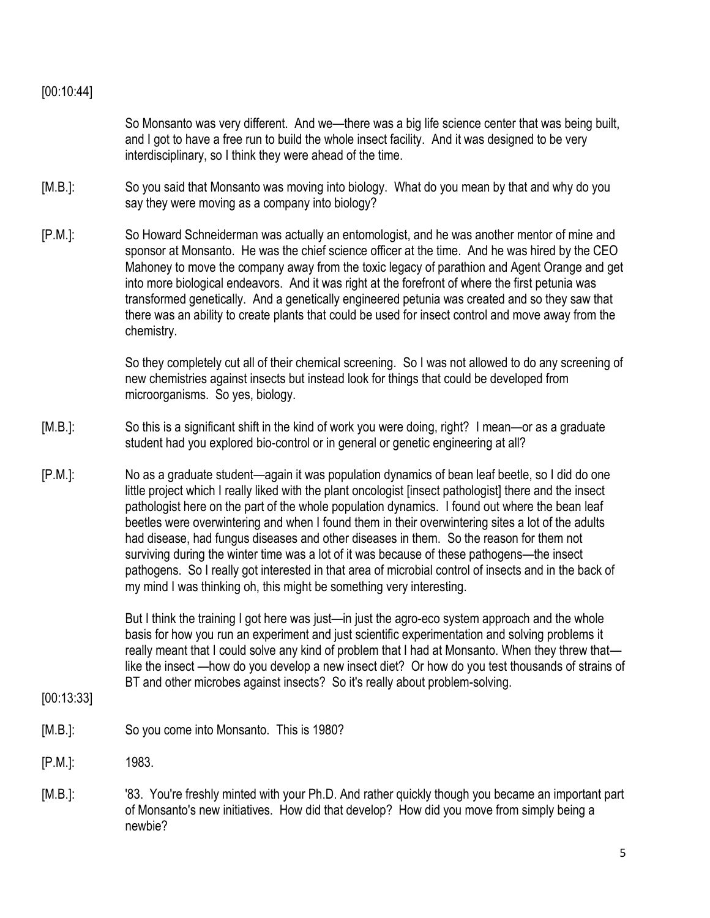[00:10:44]

So Monsanto was very different. And we—there was a big life science center that was being built, and I got to have a free run to build the whole insect facility. And it was designed to be very interdisciplinary, so I think they were ahead of the time.

[M.B.]: So you said that Monsanto was moving into biology. What do you mean by that and why do you say they were moving as a company into biology?

[P.M.]: So Howard Schneiderman was actually an entomologist, and he was another mentor of mine and sponsor at Monsanto. He was the chief science officer at the time. And he was hired by the CEO Mahoney to move the company away from the toxic legacy of parathion and Agent Orange and get into more biological endeavors. And it was right at the forefront of where the first petunia was transformed genetically. And a genetically engineered petunia was created and so they saw that there was an ability to create plants that could be used for insect control and move away from the chemistry.

So they completely cut all of their chemical screening. So I was not allowed to do any screening of new chemistries against insects but instead look for things that could be developed from microorganisms. So yes, biology.

[M.B.]: So this is a significant shift in the kind of work you were doing, right? I mean—or as a graduate student had you explored bio-control or in general or genetic engineering at all?

[P.M.]: No as a graduate student—again it was population dynamics of bean leaf beetle, so I did do one little project which I really liked with the plant oncologist [insect pathologist] there and the insect pathologist here on the part of the whole population dynamics. I found out where the bean leaf beetles were overwintering and when I found them in their overwintering sites a lot of the adults had disease, had fungus diseases and other diseases in them. So the reason for them not surviving during the winter time was a lot of it was because of these pathogens—the insect pathogens. So I really got interested in that area of microbial control of insects and in the back of my mind I was thinking oh, this might be something very interesting.

But I think the training I got here was just—in just the agro-eco system approach and the whole basis for how you run an experiment and just scientific experimentation and solving problems it really meant that I could solve any kind of problem that I had at Monsanto. When they threw that—like the insect —how do you develop a new insect diet? Or how do you test thousands of strains of BT and other microbes against insects? So it's really about problem-solving.

[00:13:33]

[M.B.]: So you come into Monsanto. This is 1980?

[P.M.]: 1983.

[M.B.]: '83. You're freshly minted with your Ph.D. And rather quickly though you became an important part of Monsanto's new initiatives. How did that develop? How did you move from simply being a newbie?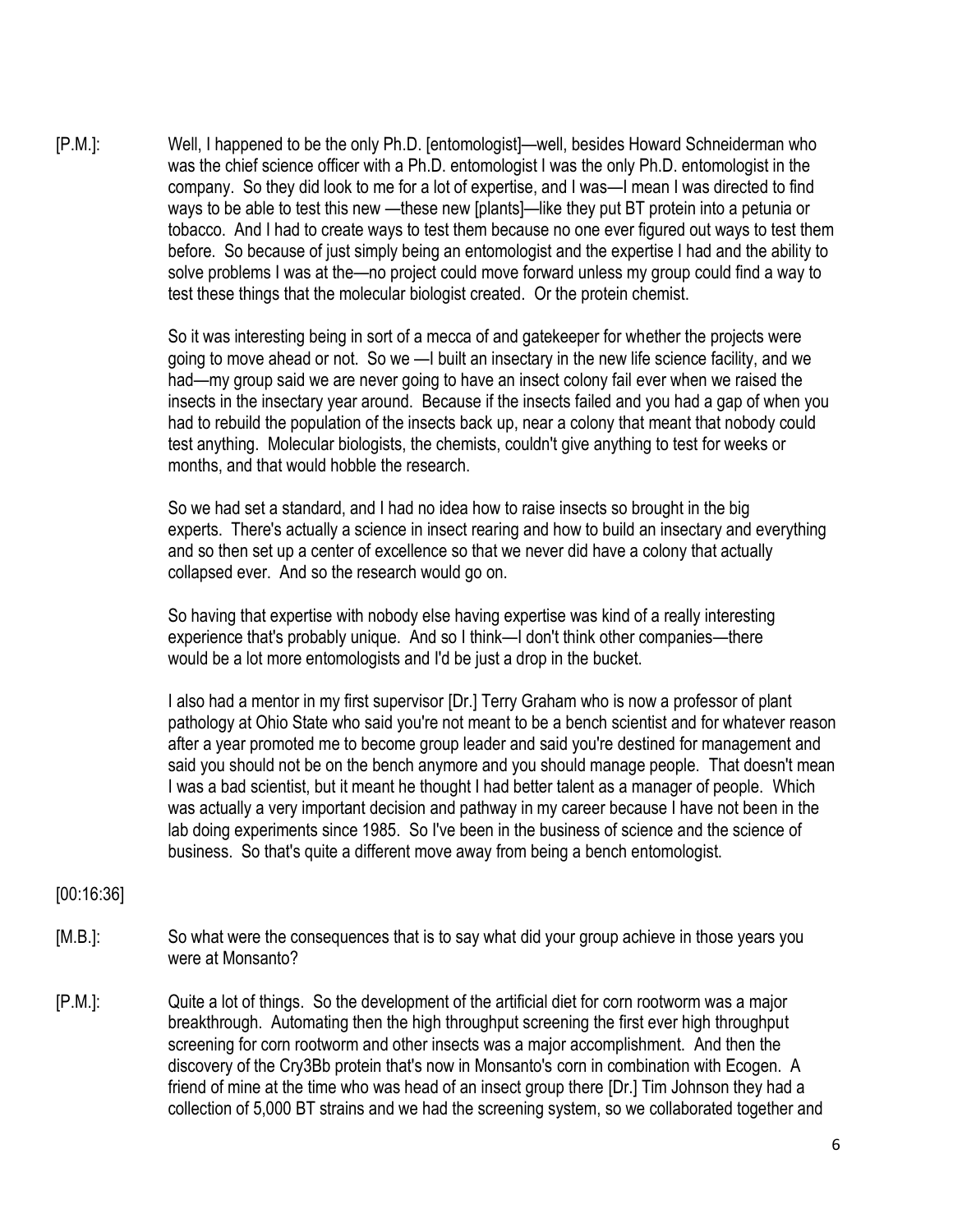[P.M.]: Well, I happened to be the only Ph.D. [entomologist]—well, besides Howard Schneiderman who was the chief science officer with a Ph.D. entomologist I was the only Ph.D. entomologist in the company. So they did look to me for a lot of expertise, and I was—I mean I was directed to find ways to be able to test this new —these new [plants]—like they put BT protein into a petunia or tobacco. And I had to create ways to test them because no one ever figured out ways to test them before. So because of just simply being an entomologist and the expertise I had and the ability to solve problems I was at the—no project could move forward unless my group could find a way to test these things that the molecular biologist created. Or the protein chemist.

So it was interesting being in sort of a mecca of and gatekeeper for whether the projects were going to move ahead or not. So we —I built an insectary in the new life science facility, and we had—my group said we are never going to have an insect colony fail ever when we raised the insects in the insectary year around. Because if the insects failed and you had a gap of when you had to rebuild the population of the insects back up, near a colony that meant that nobody could test anything. Molecular biologists, the chemists, couldn't give anything to test for weeks or months, and that would hobble the research.

So we had set a standard, and I had no idea how to raise insects so brought in the big experts. There's actually a science in insect rearing and how to build an insectary and everything and so then set up a center of excellence so that we never did have a colony that actually collapsed ever. And so the research would go on.

So having that expertise with nobody else having expertise was kind of a really interesting experience that's probably unique. And so I think—I don't think other companies—there would be a lot more entomologists and I'd be just a drop in the bucket.

I also had a mentor in my first supervisor [Dr.] Terry Graham who is now a professor of plant pathology at Ohio State who said you're not meant to be a bench scientist and for whatever reason after a year promoted me to become group leader and said you're destined for management and said you should not be on the bench anymore and you should manage people. That doesn't mean I was a bad scientist, but it meant he thought I had better talent as a manager of people. Which was actually a very important decision and pathway in my career because I have not been in the lab doing experiments since 1985. So I've been in the business of science and the science of business. So that's quite a different move away from being a bench entomologist.

[00:16:36]

[M.B.]: So what were the consequences that is to say what did your group achieve in those years you were at Monsanto?

[P.M.]: Quite a lot of things. So the development of the artificial diet for corn rootworm was a major breakthrough. Automating then the high throughput screening the first ever high throughput screening for corn rootworm and other insects was a major accomplishment. And then the discovery of the Cry3Bb protein that's now in Monsanto's corn in combination with Ecogen. A friend of mine at the time who was head of an insect group there [Dr.] Tim Johnson they had a collection of 5,000 BT strains and we had the screening system, so we collaborated together and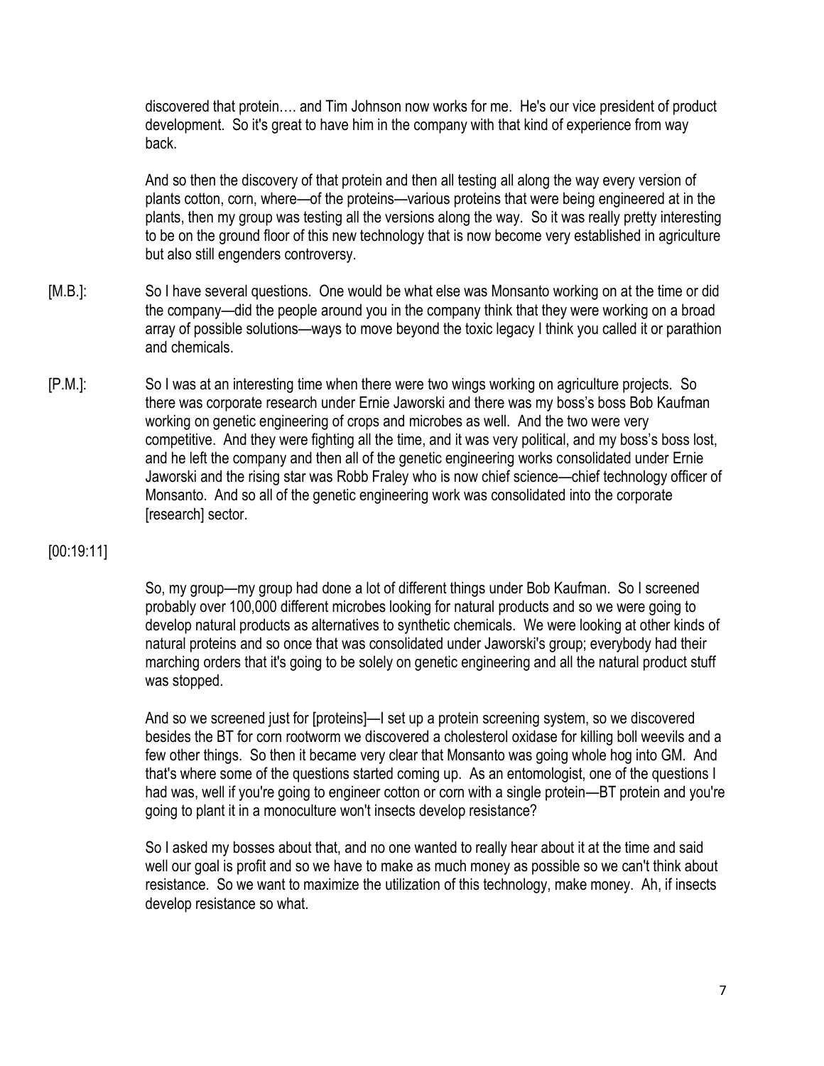discovered that protein…. and Tim Johnson now works for me. He's our vice president of product development. So it's great to have him in the company with that kind of experience from way back.

And so then the discovery of that protein and then all testing all along the way every version of plants cotton, corn, where—of the proteins—various proteins that were being engineered at in the plants, then my group was testing all the versions along the way. So it was really pretty interesting to be on the ground floor of this new technology that is now become very established in agriculture but also still engenders controversy.

[M.B.]: So I have several questions. One would be what else was Monsanto working on at the time or did the company—did the people around you in the company think that they were working on a broad array of possible solutions—ways to move beyond the toxic legacy I think you called it or parathion and chemicals.

[P.M.]: So I was at an interesting time when there were two wings working on agriculture projects. So there was corporate research under Ernie Jaworski and there was my boss's boss Bob Kaufman working on genetic engineering of crops and microbes as well. And the two were very competitive. And they were fighting all the time, and it was very political, and my boss's boss lost, and he left the company and then all of the genetic engineering works consolidated under Ernie Jaworski and the rising star was Robb Fraley who is now chief science—chief technology officer of Monsanto. And so all of the genetic engineering work was consolidated into the corporate [research] sector.

[00:19:11]

So, my group—my group had done a lot of different things under Bob Kaufman. So I screened probably over 100,000 different microbes looking for natural products and so we were going to develop natural products as alternatives to synthetic chemicals. We were looking at other kinds of natural proteins and so once that was consolidated under Jaworski's group; everybody had their marching orders that it's going to be solely on genetic engineering and all the natural product stuff was stopped.

And so we screened just for [proteins]—I set up a protein screening system, so we discovered besides the BT for corn rootworm we discovered a cholesterol oxidase for killing boll weevils and a few other things. So then it became very clear that Monsanto was going whole hog into GM. And that's where some of the questions started coming up. As an entomologist, one of the questions I had was, well if you're going to engineer cotton or corn with a single protein—BT protein and you're going to plant it in a monoculture won't insects develop resistance?

So I asked my bosses about that, and no one wanted to really hear about it at the time and said well our goal is profit and so we have to make as much money as possible so we can't think about resistance. So we want to maximize the utilization of this technology, make money. Ah, if insects develop resistance so what.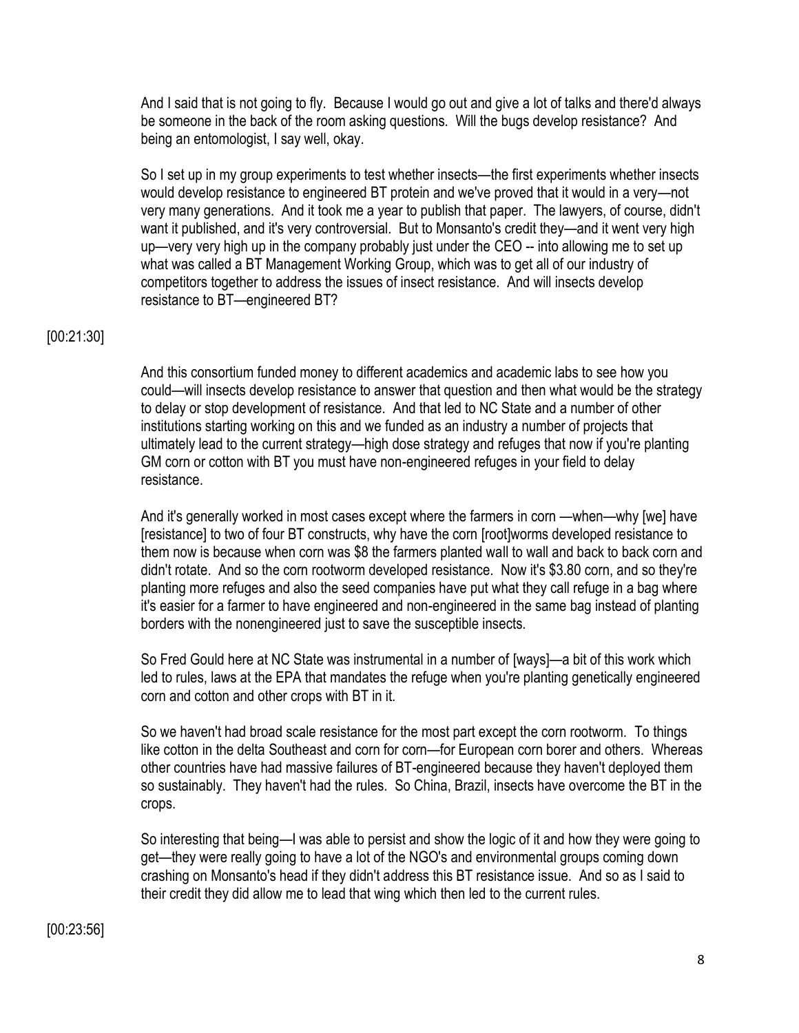And I said that is not going to fly. Because I would go out and give a lot of talks and there'd always be someone in the back of the room asking questions. Will the bugs develop resistance? And being an entomologist, I say well, okay.

So I set up in my group experiments to test whether insects—the first experiments whether insects would develop resistance to engineered BT protein and we've proved that it would in a very—not very many generations. And it took me a year to publish that paper. The lawyers, of course, didn't want it published, and it's very controversial. But to Monsanto's credit they—and it went very high up—very very high up in the company probably just under the CEO -- into allowing me to set up what was called a BT Management Working Group, which was to get all of our industry of competitors together to address the issues of insect resistance. And will insects develop resistance to BT—engineered BT?

[00:21:30]

And this consortium funded money to different academics and academic labs to see how you could—will insects develop resistance to answer that question and then what would be the strategy to delay or stop development of resistance. And that led to NC State and a number of other institutions starting working on this and we funded as an industry a number of projects that ultimately lead to the current strategy—high dose strategy and refuges that now if you're planting GM corn or cotton with BT you must have non-engineered refuges in your field to delay resistance.

And it's generally worked in most cases except where the farmers in corn —when—why [we] have [resistance] to two of four BT constructs, why have the corn [root]worms developed resistance to them now is because when corn was $8 the farmers planted wall to wall and back to back corn and didn't rotate. And so the corn rootworm developed resistance. Now it's $3.80 corn, and so they're planting more refuges and also the seed companies have put what they call refuge in a bag where it's easier for a farmer to have engineered and non-engineered in the same bag instead of planting borders with the nonengineered just to save the susceptible insects.

So Fred Gould here at NC State was instrumental in a number of [ways]—a bit of this work which led to rules, laws at the EPA that mandates the refuge when you're planting genetically engineered corn and cotton and other crops with BT in it.

So we haven't had broad scale resistance for the most part except the corn rootworm. To things like cotton in the delta Southeast and corn for corn—for European corn borer and others. Whereas other countries have had massive failures of BT-engineered because they haven't deployed them so sustainably. They haven't had the rules. So China, Brazil, insects have overcome the BT in the crops.

So interesting that being—I was able to persist and show the logic of it and how they were going to get—they were really going to have a lot of the NGO's and environmental groups coming down crashing on Monsanto's head if they didn't address this BT resistance issue. And so as I said to their credit they did allow me to lead that wing which then led to the current rules.

[00:23:56]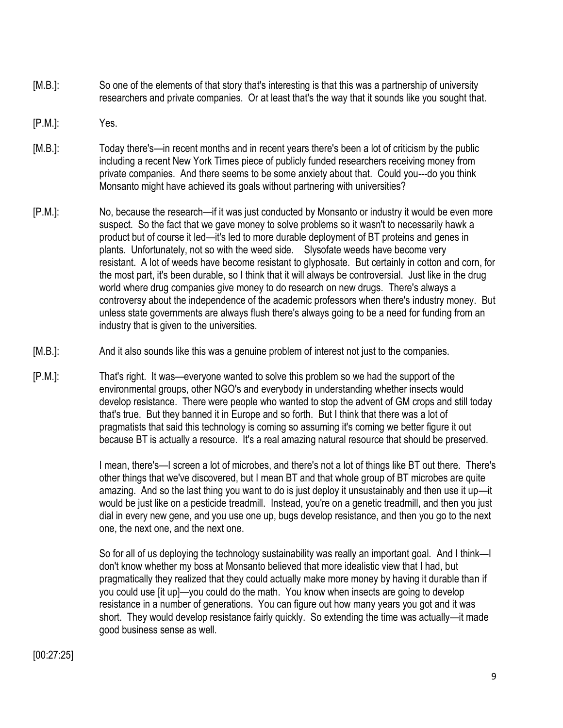[M.B.]: So one of the elements of that story that's interesting is that this was a partnership of university researchers and private companies. Or at least that's the way that it sounds like you sought that.

[P.M.]: Yes.

[M.B.]: Today there's—in recent months and in recent years there's been a lot of criticism by the public including a recent New York Times piece of publicly funded researchers receiving money from private companies. And there seems to be some anxiety about that. Could you---do you think Monsanto might have achieved its goals without partnering with universities?

[P.M.]: No, because the research—if it was just conducted by Monsanto or industry it would be even more suspect. So the fact that we gave money to solve problems so it wasn't to necessarily hawk a product but of course it led—it's led to more durable deployment of BT proteins and genes in plants. Unfortunately, not so with the weed side. Slysofate weeds have become very resistant. A lot of weeds have become resistant to glyphosate. But certainly in cotton and corn, for the most part, it's been durable, so I think that it will always be controversial. Just like in the drug world where drug companies give money to do research on new drugs. There's always a controversy about the independence of the academic professors when there's industry money. But unless state governments are always flush there's always going to be a need for funding from an industry that is given to the universities.

[M.B.]: And it also sounds like this was a genuine problem of interest not just to the companies.

[P.M.]: That's right. It was—everyone wanted to solve this problem so we had the support of the environmental groups, other NGO's and everybody in understanding whether insects would develop resistance. There were people who wanted to stop the advent of GM crops and still today that's true. But they banned it in Europe and so forth. But I think that there was a lot of pragmatists that said this technology is coming so assuming it's coming we better figure it out because BT is actually a resource. It's a real amazing natural resource that should be preserved.

I mean, there's—I screen a lot of microbes, and there's not a lot of things like BT out there. There's other things that we've discovered, but I mean BT and that whole group of BT microbes are quite amazing. And so the last thing you want to do is just deploy it unsustainably and then use it up—it would be just like on a pesticide treadmill. Instead, you're on a genetic treadmill, and then you just dial in every new gene, and you use one up, bugs develop resistance, and then you go to the next one, the next one, and the next one.

So for all of us deploying the technology sustainability was really an important goal. And I think—I don't know whether my boss at Monsanto believed that more idealistic view that I had, but pragmatically they realized that they could actually make more money by having it durable than if you could use [it up]—you could do the math. You know when insects are going to develop resistance in a number of generations. You can figure out how many years you got and it was short. They would develop resistance fairly quickly. So extending the time was actually—it made good business sense as well.

[00:27:25]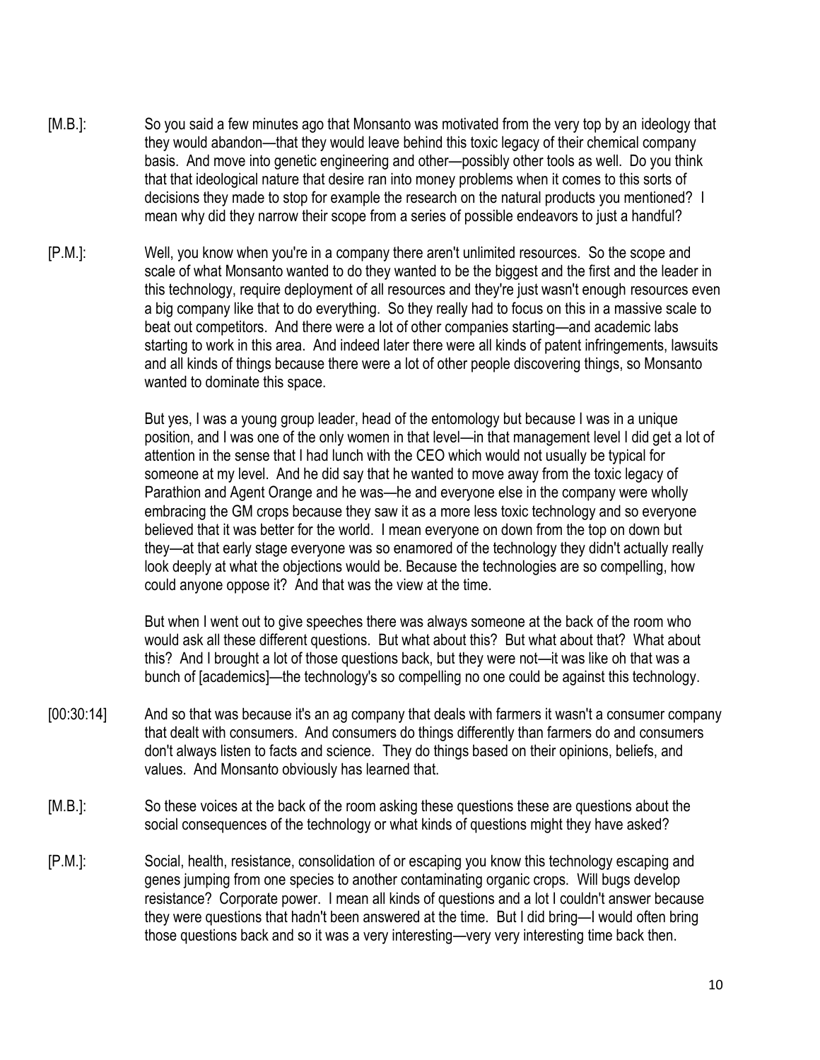[M.B.]: So you said a few minutes ago that Monsanto was motivated from the very top by an ideology that they would abandon—that they would leave behind this toxic legacy of their chemical company basis. And move into genetic engineering and other—possibly other tools as well. Do you think that that ideological nature that desire ran into money problems when it comes to this sorts of decisions they made to stop for example the research on the natural products you mentioned? I mean why did they narrow their scope from a series of possible endeavors to just a handful?

[P.M.]: Well, you know when you're in a company there aren't unlimited resources. So the scope and scale of what Monsanto wanted to do they wanted to be the biggest and the first and the leader in this technology, require deployment of all resources and they're just wasn't enough resources even a big company like that to do everything. So they really had to focus on this in a massive scale to beat out competitors. And there were a lot of other companies starting—and academic labs starting to work in this area. And indeed later there were all kinds of patent infringements, lawsuits and all kinds of things because there were a lot of other people discovering things, so Monsanto wanted to dominate this space.

But yes, I was a young group leader, head of the entomology but because I was in a unique position, and I was one of the only women in that level—in that management level I did get a lot of attention in the sense that I had lunch with the CEO which would not usually be typical for someone at my level. And he did say that he wanted to move away from the toxic legacy of Parathion and Agent Orange and he was—he and everyone else in the company were wholly embracing the GM crops because they saw it as a more less toxic technology and so everyone believed that it was better for the world. I mean everyone on down from the top on down but they—at that early stage everyone was so enamored of the technology they didn't actually really look deeply at what the objections would be. Because the technologies are so compelling, how could anyone oppose it? And that was the view at the time.

But when I went out to give speeches there was always someone at the back of the room who would ask all these different questions. But what about this? But what about that? What about this? And I brought a lot of those questions back, but they were not—it was like oh that was a bunch of [academics]—the technology's so compelling no one could be against this technology.

[00:30:14] And so that was because it's an ag company that deals with farmers it wasn't a consumer company that dealt with consumers. And consumers do things differently than farmers do and consumers don't always listen to facts and science. They do things based on their opinions, beliefs, and values. And Monsanto obviously has learned that.

[M.B.]: So these voices at the back of the room asking these questions these are questions about the social consequences of the technology or what kinds of questions might they have asked?

[P.M.]: Social, health, resistance, consolidation of or escaping you know this technology escaping and genes jumping from one species to another contaminating organic crops. Will bugs develop resistance? Corporate power. I mean all kinds of questions and a lot I couldn't answer because they were questions that hadn't been answered at the time. But I did bring—I would often bring those questions back and so it was a very interesting—very very interesting time back then.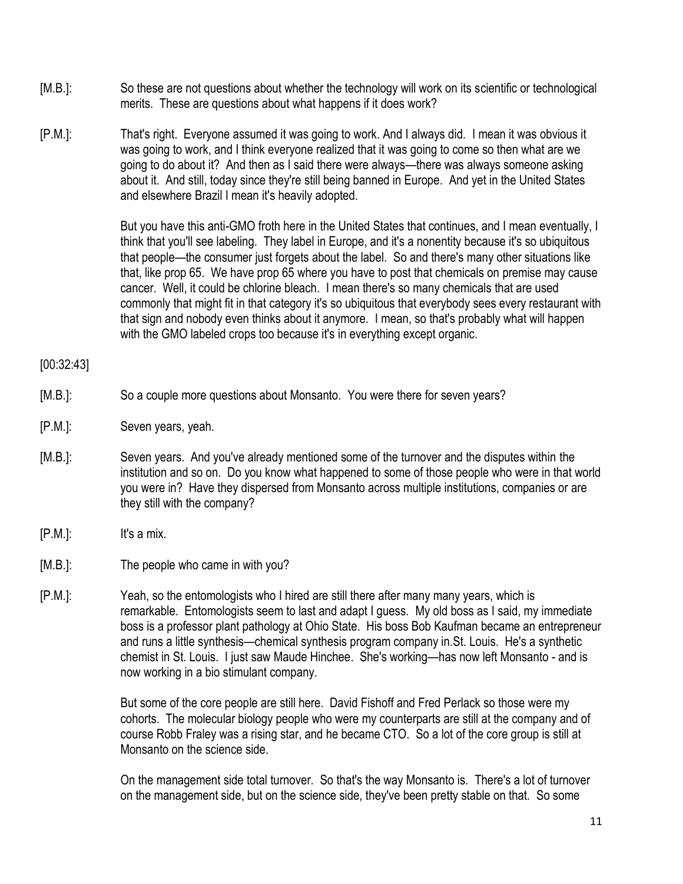[M.B.]: So these are not questions about whether the technology will work on its scientific or technological merits. These are questions about what happens if it does work?

[P.M.]: That's right. Everyone assumed it was going to work. And I always did. I mean it was obvious it was going to work, and I think everyone realized that it was going to come so then what are we going to do about it? And then as I said there were always—there was always someone asking about it. And still, today since they're still being banned in Europe. And yet in the United States and elsewhere Brazil I mean it's heavily adopted.

But you have this anti-GMO froth here in the United States that continues, and I mean eventually, I think that you'll see labeling. They label in Europe, and it's a nonentity because it's so ubiquitous that people—the consumer just forgets about the label. So and there's many other situations like that, like prop 65. We have prop 65 where you have to post that chemicals on premise may cause cancer. Well, it could be chlorine bleach. I mean there's so many chemicals that are used commonly that might fit in that category it's so ubiquitous that everybody sees every restaurant with that sign and nobody even thinks about it anymore. I mean, so that's probably what will happen with the GMO labeled crops too because it's in everything except organic.

[00:32:43]

[M.B.]: So a couple more questions about Monsanto. You were there for seven years?

[P.M.]: Seven years, yeah.

[M.B.]: Seven years. And you've already mentioned some of the turnover and the disputes within the institution and so on. Do you know what happened to some of those people who were in that world you were in? Have they dispersed from Monsanto across multiple institutions, companies or are they still with the company?

[P.M.]: It's a mix.

[M.B.]: The people who came in with you?

[P.M.]: Yeah, so the entomologists who I hired are still there after many many years, which is remarkable. Entomologists seem to last and adapt I guess. My old boss as I said, my immediate boss is a professor plant pathology at Ohio State. His boss Bob Kaufman became an entrepreneur and runs a little synthesis—chemical synthesis program company in.St. Louis. He's a synthetic chemist in St. Louis. I just saw Maude Hinchee. She's working—has now left Monsanto - and is now working in a bio stimulant company.

But some of the core people are still here. David Fishoff and Fred Perlack so those were my cohorts. The molecular biology people who were my counterparts are still at the company and of course Robb Fraley was a rising star, and he became CTO. So a lot of the core group is still at Monsanto on the science side.

On the management side total turnover. So that's the way Monsanto is. There's a lot of turnover on the management side, but on the science side, they've been pretty stable on that. So some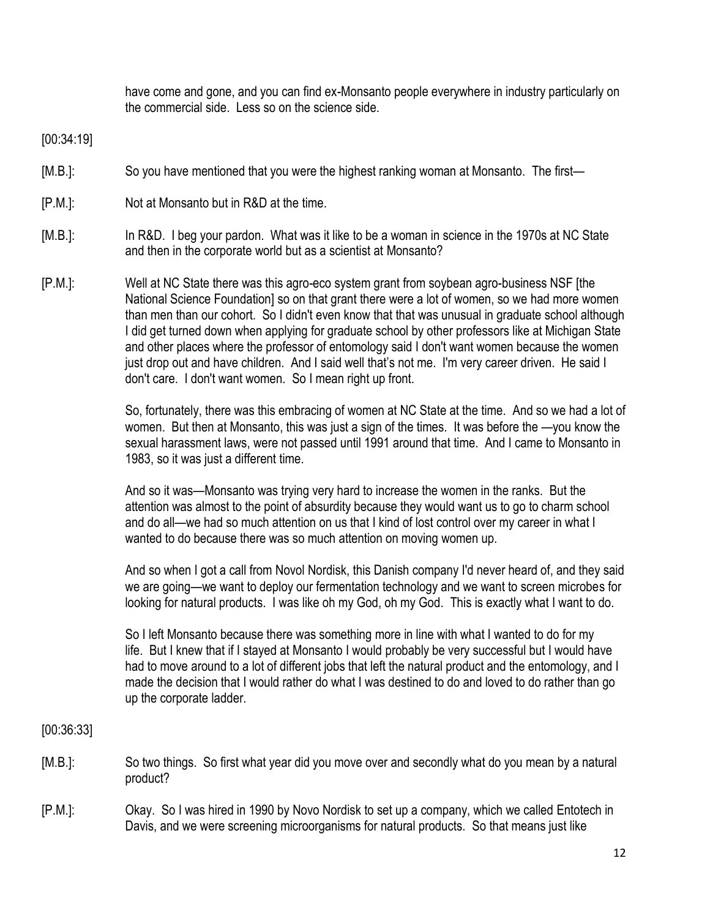have come and gone, and you can find ex-Monsanto people everywhere in industry particularly on the commercial side. Less so on the science side.

[00:34:19]

[M.B.]: So you have mentioned that you were the highest ranking woman at Monsanto. The first—

[P.M.]: Not at Monsanto but in R&D at the time.

[M.B.]: In R&D. I beg your pardon. What was it like to be a woman in science in the 1970s at NC State and then in the corporate world but as a scientist at Monsanto?

[P.M.]: Well at NC State there was this agro-eco system grant from soybean agro-business NSF [the National Science Foundation] so on that grant there were a lot of women, so we had more women than men than our cohort. So I didn't even know that that was unusual in graduate school although I did get turned down when applying for graduate school by other professors like at Michigan State and other places where the professor of entomology said I don't want women because the women just drop out and have children. And I said well that's not me. I'm very career driven. He said I don't care. I don't want women. So I mean right up front.

So, fortunately, there was this embracing of women at NC State at the time. And so we had a lot of women. But then at Monsanto, this was just a sign of the times. It was before the —you know the sexual harassment laws, were not passed until 1991 around that time. And I came to Monsanto in 1983, so it was just a different time.

And so it was—Monsanto was trying very hard to increase the women in the ranks. But the attention was almost to the point of absurdity because they would want us to go to charm school and do all—we had so much attention on us that I kind of lost control over my career in what I wanted to do because there was so much attention on moving women up.

And so when I got a call from Novol Nordisk, this Danish company I'd never heard of, and they said we are going—we want to deploy our fermentation technology and we want to screen microbes for looking for natural products. I was like oh my God, oh my God. This is exactly what I want to do.

So I left Monsanto because there was something more in line with what I wanted to do for my life. But I knew that if I stayed at Monsanto I would probably be very successful but I would have had to move around to a lot of different jobs that left the natural product and the entomology, and I made the decision that I would rather do what I was destined to do and loved to do rather than go up the corporate ladder.

[00:36:33]

[M.B.]: So two things. So first what year did you move over and secondly what do you mean by a natural product?

[P.M.]: Okay. So I was hired in 1990 by Novo Nordisk to set up a company, which we called Entotech in Davis, and we were screening microorganisms for natural products. So that means just like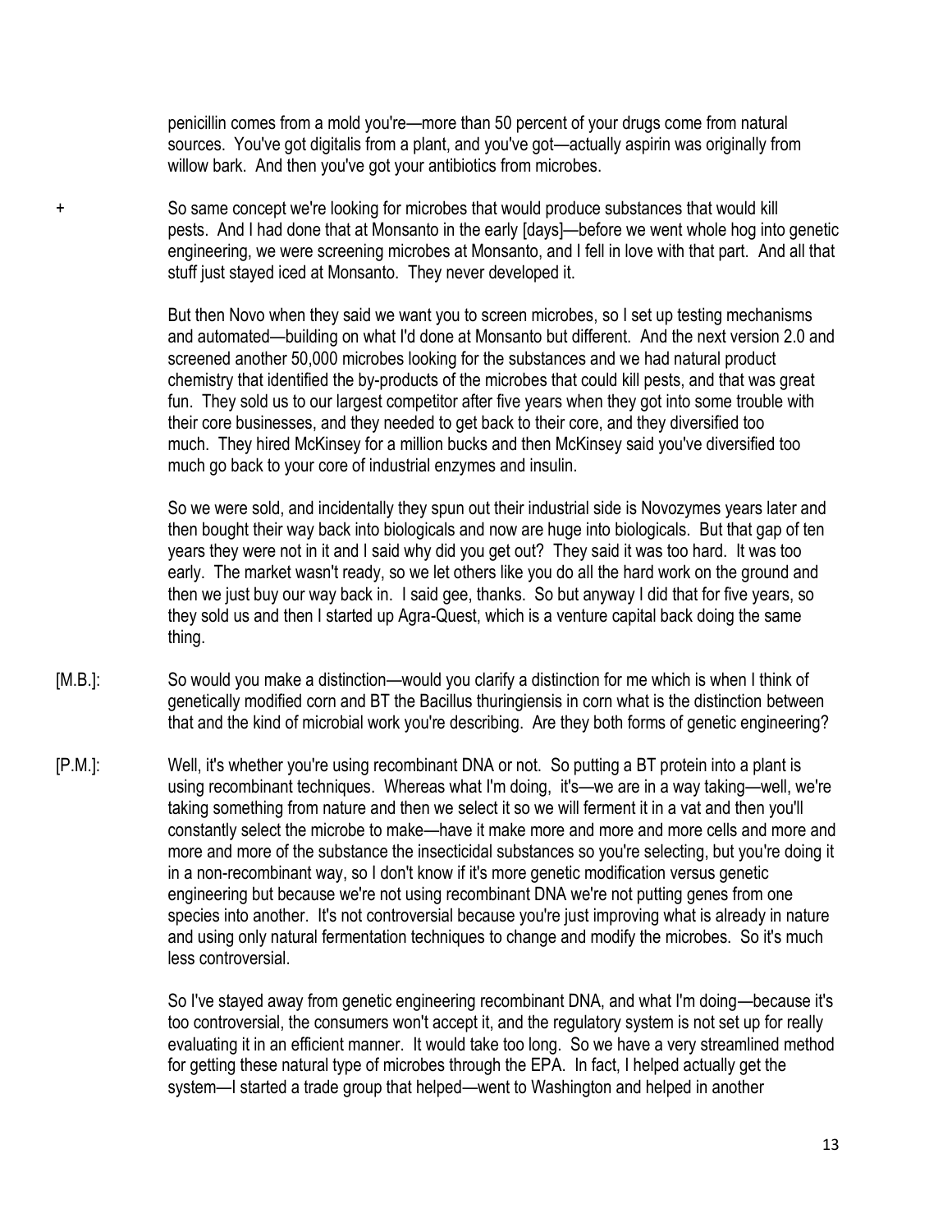penicillin comes from a mold you're—more than 50 percent of your drugs come from natural sources. You've got digitalis from a plant, and you've got—actually aspirin was originally from willow bark. And then you've got your antibiotics from microbes.

+ So same concept we're looking for microbes that would produce substances that would kill pests. And I had done that at Monsanto in the early [days]—before we went whole hog into genetic engineering, we were screening microbes at Monsanto, and I fell in love with that part. And all that stuff just stayed iced at Monsanto. They never developed it.

But then Novo when they said we want you to screen microbes, so I set up testing mechanisms and automated—building on what I'd done at Monsanto but different. And the next version 2.0 and screened another 50,000 microbes looking for the substances and we had natural product chemistry that identified the by-products of the microbes that could kill pests, and that was great fun. They sold us to our largest competitor after five years when they got into some trouble with their core businesses, and they needed to get back to their core, and they diversified too much. They hired McKinsey for a million bucks and then McKinsey said you've diversified too much go back to your core of industrial enzymes and insulin.

So we were sold, and incidentally they spun out their industrial side is Novozymes years later and then bought their way back into biologicals and now are huge into biologicals. But that gap of ten years they were not in it and I said why did you get out? They said it was too hard. It was too early. The market wasn't ready, so we let others like you do all the hard work on the ground and then we just buy our way back in. I said gee, thanks. So but anyway I did that for five years, so they sold us and then I started up Agra-Quest, which is a venture capital back doing the same thing.

[M.B.]: So would you make a distinction—would you clarify a distinction for me which is when I think of genetically modified corn and BT the Bacillus thuringiensis in corn what is the distinction between that and the kind of microbial work you're describing. Are they both forms of genetic engineering?

[P.M.]: Well, it's whether you're using recombinant DNA or not. So putting a BT protein into a plant is using recombinant techniques. Whereas what I'm doing, it's—we are in a way taking—well, we're taking something from nature and then we select it so we will ferment it in a vat and then you'll constantly select the microbe to make—have it make more and more and more cells and more and more and more of the substance the insecticidal substances so you're selecting, but you're doing it in a non-recombinant way, so I don't know if it's more genetic modification versus genetic engineering but because we're not using recombinant DNA we're not putting genes from one species into another. It's not controversial because you're just improving what is already in nature and using only natural fermentation techniques to change and modify the microbes. So it's much less controversial.

So I've stayed away from genetic engineering recombinant DNA, and what I'm doing—because it's too controversial, the consumers won't accept it, and the regulatory system is not set up for really evaluating it in an efficient manner. It would take too long. So we have a very streamlined method for getting these natural type of microbes through the EPA. In fact, I helped actually get the system—I started a trade group that helped—went to Washington and helped in another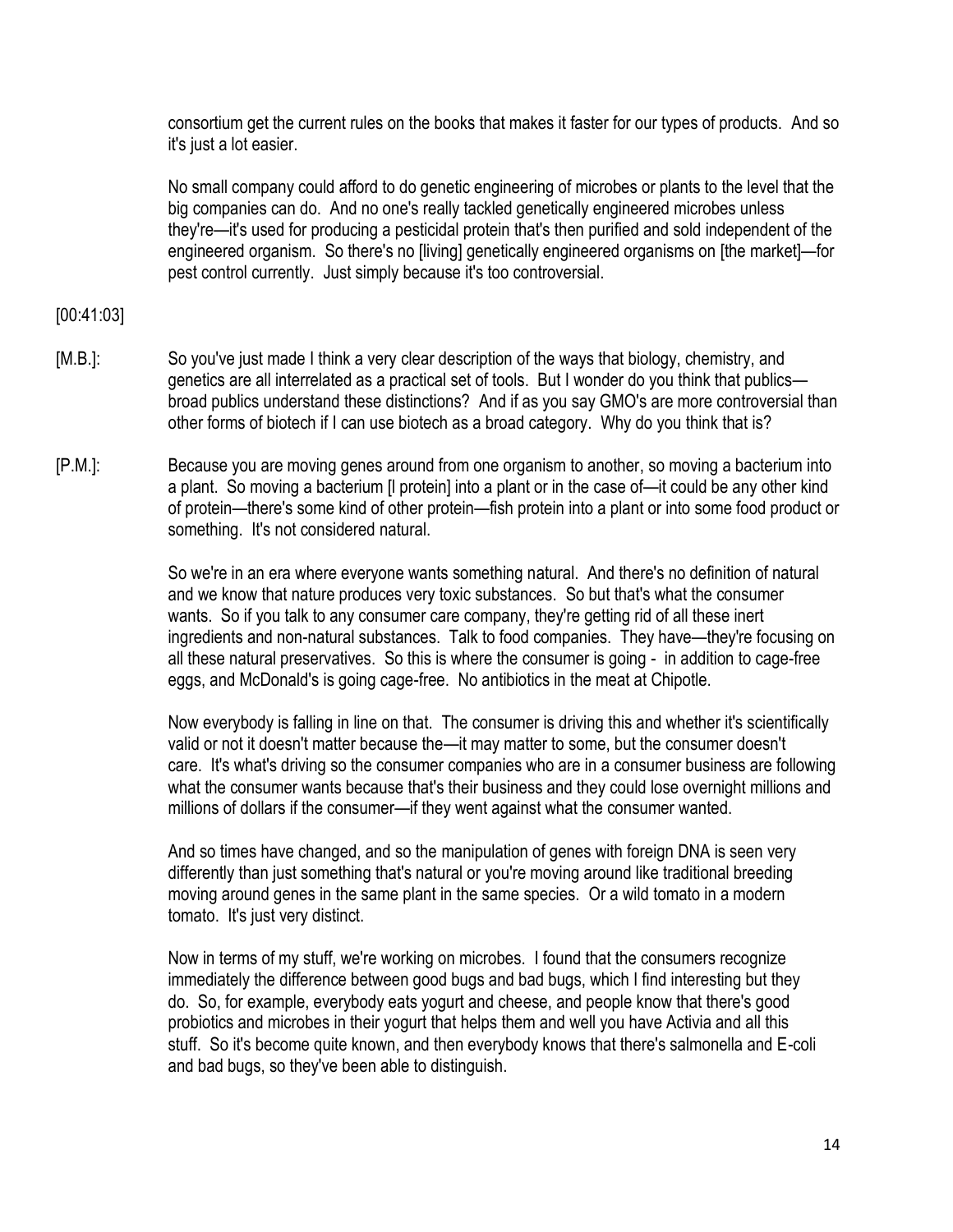consortium get the current rules on the books that makes it faster for our types of products. And so it's just a lot easier.

No small company could afford to do genetic engineering of microbes or plants to the level that the big companies can do. And no one's really tackled genetically engineered microbes unless they're—it's used for producing a pesticidal protein that's then purified and sold independent of the engineered organism. So there's no [living] genetically engineered organisms on [the market]—for pest control currently. Just simply because it's too controversial.

[00:41:03]

[M.B.]: So you've just made I think a very clear description of the ways that biology, chemistry, and genetics are all interrelated as a practical set of tools. But I wonder do you think that publics—broad publics understand these distinctions? And if as you say GMO's are more controversial than other forms of biotech if I can use biotech as a broad category. Why do you think that is?

[P.M.]: Because you are moving genes around from one organism to another, so moving a bacterium into a plant. So moving a bacterium [I protein] into a plant or in the case of—it could be any other kind of protein—there's some kind of other protein—fish protein into a plant or into some food product or something. It's not considered natural.

So we're in an era where everyone wants something natural. And there's no definition of natural and we know that nature produces very toxic substances. So but that's what the consumer wants. So if you talk to any consumer care company, they're getting rid of all these inert ingredients and non-natural substances. Talk to food companies. They have—they're focusing on all these natural preservatives. So this is where the consumer is going - in addition to cage-free eggs, and McDonald's is going cage-free. No antibiotics in the meat at Chipotle.

Now everybody is falling in line on that. The consumer is driving this and whether it's scientifically valid or not it doesn't matter because the—it may matter to some, but the consumer doesn't care. It's what's driving so the consumer companies who are in a consumer business are following what the consumer wants because that's their business and they could lose overnight millions and millions of dollars if the consumer—if they went against what the consumer wanted.

And so times have changed, and so the manipulation of genes with foreign DNA is seen very differently than just something that's natural or you're moving around like traditional breeding moving around genes in the same plant in the same species. Or a wild tomato in a modern tomato. It's just very distinct.

Now in terms of my stuff, we're working on microbes. I found that the consumers recognize immediately the difference between good bugs and bad bugs, which I find interesting but they do. So, for example, everybody eats yogurt and cheese, and people know that there's good probiotics and microbes in their yogurt that helps them and well you have Activia and all this stuff. So it's become quite known, and then everybody knows that there's salmonella and E-coli and bad bugs, so they've been able to distinguish.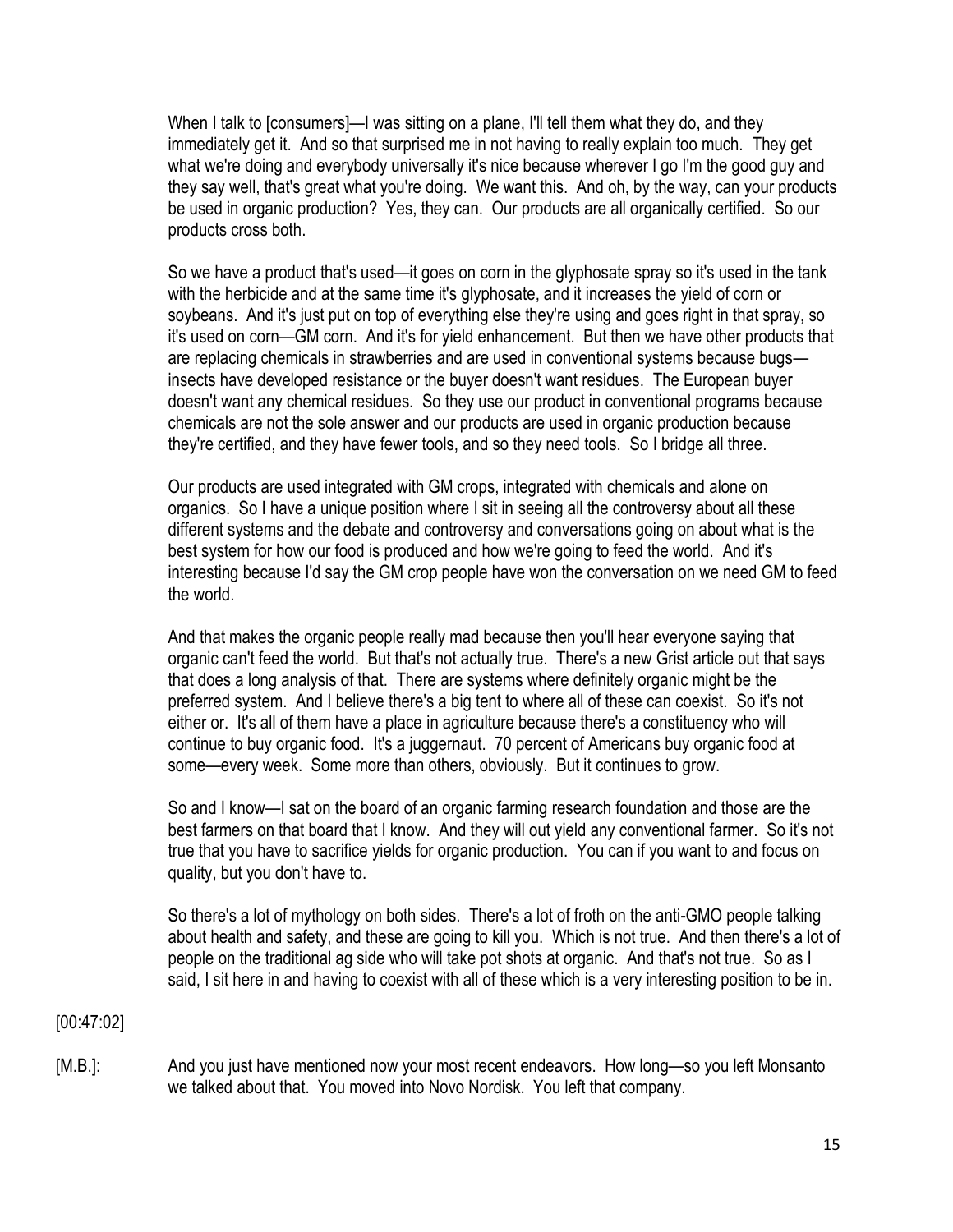When I talk to [consumers]—I was sitting on a plane, I'll tell them what they do, and they immediately get it. And so that surprised me in not having to really explain too much. They get what we're doing and everybody universally it's nice because wherever I go I'm the good guy and they say well, that's great what you're doing. We want this. And oh, by the way, can your products be used in organic production? Yes, they can. Our products are all organically certified. So our products cross both.

So we have a product that's used—it goes on corn in the glyphosate spray so it's used in the tank with the herbicide and at the same time it's glyphosate, and it increases the yield of corn or soybeans. And it's just put on top of everything else they're using and goes right in that spray, so it's used on corn—GM corn. And it's for yield enhancement. But then we have other products that are replacing chemicals in strawberries and are used in conventional systems because bugs—insects have developed resistance or the buyer doesn't want residues. The European buyer doesn't want any chemical residues. So they use our product in conventional programs because chemicals are not the sole answer and our products are used in organic production because they're certified, and they have fewer tools, and so they need tools. So I bridge all three.

Our products are used integrated with GM crops, integrated with chemicals and alone on organics. So I have a unique position where I sit in seeing all the controversy about all these different systems and the debate and controversy and conversations going on about what is the best system for how our food is produced and how we're going to feed the world. And it's interesting because I'd say the GM crop people have won the conversation on we need GM to feed the world.

And that makes the organic people really mad because then you'll hear everyone saying that organic can't feed the world. But that's not actually true. There's a new Grist article out that says that does a long analysis of that. There are systems where definitely organic might be the preferred system. And I believe there's a big tent to where all of these can coexist. So it's not either or. It's all of them have a place in agriculture because there's a constituency who will continue to buy organic food. It's a juggernaut. 70 percent of Americans buy organic food at some—every week. Some more than others, obviously. But it continues to grow.

So and I know—I sat on the board of an organic farming research foundation and those are the best farmers on that board that I know. And they will out yield any conventional farmer. So it's not true that you have to sacrifice yields for organic production. You can if you want to and focus on quality, but you don't have to.

So there's a lot of mythology on both sides. There's a lot of froth on the anti-GMO people talking about health and safety, and these are going to kill you. Which is not true. And then there's a lot of people on the traditional ag side who will take pot shots at organic. And that's not true. So as I said, I sit here in and having to coexist with all of these which is a very interesting position to be in.

[00:47:02]

[M.B.]: And you just have mentioned now your most recent endeavors. How long—so you left Monsanto we talked about that. You moved into Novo Nordisk. You left that company.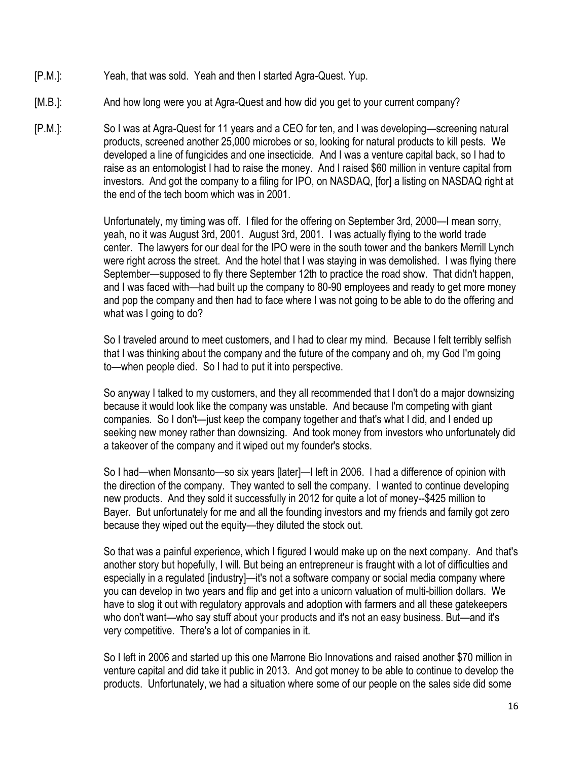[P.M.]: Yeah, that was sold. Yeah and then I started Agra-Quest. Yup.

[M.B.]: And how long were you at Agra-Quest and how did you get to your current company?

[P.M.]: So I was at Agra-Quest for 11 years and a CEO for ten, and I was developing—screening natural products, screened another 25,000 microbes or so, looking for natural products to kill pests. We developed a line of fungicides and one insecticide. And I was a venture capital back, so I had to raise as an entomologist I had to raise the money. And I raised $60 million in venture capital from investors. And got the company to a filing for IPO, on NASDAQ, [for] a listing on NASDAQ right at the end of the tech boom which was in 2001.

Unfortunately, my timing was off. I filed for the offering on September 3rd, 2000—I mean sorry, yeah, no it was August 3rd, 2001. August 3rd, 2001. I was actually flying to the world trade center. The lawyers for our deal for the IPO were in the south tower and the bankers Merrill Lynch were right across the street. And the hotel that I was staying in was demolished. I was flying there September—supposed to fly there September 12th to practice the road show. That didn't happen, and I was faced with—had built up the company to 80-90 employees and ready to get more money and pop the company and then had to face where I was not going to be able to do the offering and what was I going to do?

So I traveled around to meet customers, and I had to clear my mind. Because I felt terribly selfish that I was thinking about the company and the future of the company and oh, my God I'm going to—when people died. So I had to put it into perspective.

So anyway I talked to my customers, and they all recommended that I don't do a major downsizing because it would look like the company was unstable. And because I'm competing with giant companies. So I don't—just keep the company together and that's what I did, and I ended up seeking new money rather than downsizing. And took money from investors who unfortunately did a takeover of the company and it wiped out my founder's stocks.

So I had—when Monsanto—so six years [later]—I left in 2006. I had a difference of opinion with the direction of the company. They wanted to sell the company. I wanted to continue developing new products. And they sold it successfully in 2012 for quite a lot of money--$425 million to Bayer. But unfortunately for me and all the founding investors and my friends and family got zero because they wiped out the equity—they diluted the stock out.

So that was a painful experience, which I figured I would make up on the next company. And that's another story but hopefully, I will. But being an entrepreneur is fraught with a lot of difficulties and especially in a regulated [industry]—it's not a software company or social media company where you can develop in two years and flip and get into a unicorn valuation of multi-billion dollars. We have to slog it out with regulatory approvals and adoption with farmers and all these gatekeepers who don't want—who say stuff about your products and it's not an easy business. But—and it's very competitive. There's a lot of companies in it.

So I left in 2006 and started up this one Marrone Bio Innovations and raised another $70 million in venture capital and did take it public in 2013. And got money to be able to continue to develop the products. Unfortunately, we had a situation where some of our people on the sales side did some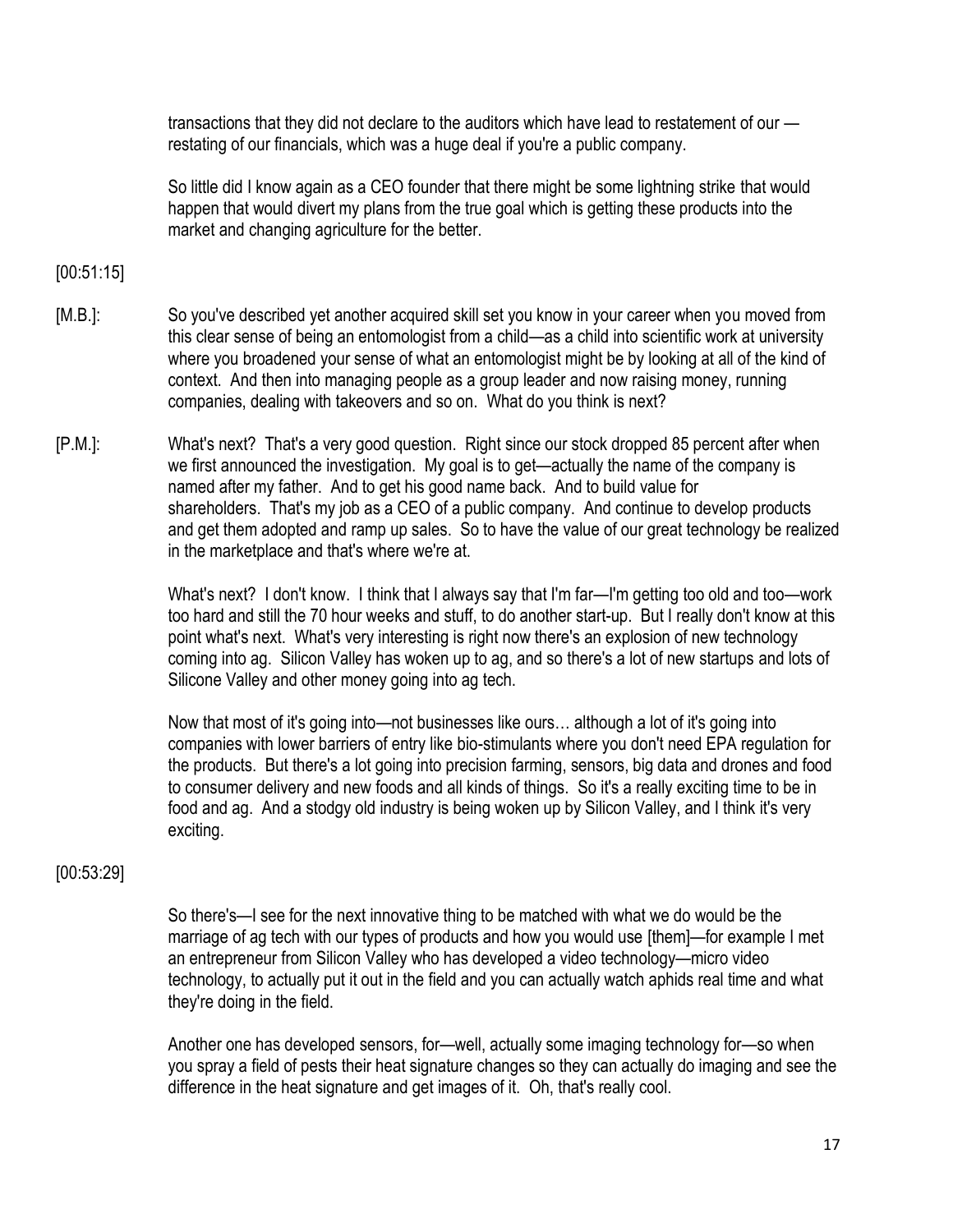transactions that they did not declare to the auditors which have lead to restatement of our — restating of our financials, which was a huge deal if you're a public company.

So little did I know again as a CEO founder that there might be some lightning strike that would happen that would divert my plans from the true goal which is getting these products into the market and changing agriculture for the better.

[00:51:15]

[M.B.]: So you've described yet another acquired skill set you know in your career when you moved from this clear sense of being an entomologist from a child—as a child into scientific work at university where you broadened your sense of what an entomologist might be by looking at all of the kind of context. And then into managing people as a group leader and now raising money, running companies, dealing with takeovers and so on. What do you think is next?

[P.M.]: What's next? That's a very good question. Right since our stock dropped 85 percent after when we first announced the investigation. My goal is to get—actually the name of the company is named after my father. And to get his good name back. And to build value for shareholders. That's my job as a CEO of a public company. And continue to develop products and get them adopted and ramp up sales. So to have the value of our great technology be realized in the marketplace and that's where we're at.

What's next? I don't know. I think that I always say that I'm far—I'm getting too old and too—work too hard and still the 70 hour weeks and stuff, to do another start-up. But I really don't know at this point what's next. What's very interesting is right now there's an explosion of new technology coming into ag. Silicon Valley has woken up to ag, and so there's a lot of new startups and lots of Silicone Valley and other money going into ag tech.

Now that most of it's going into—not businesses like ours… although a lot of it's going into companies with lower barriers of entry like bio-stimulants where you don't need EPA regulation for the products. But there's a lot going into precision farming, sensors, big data and drones and food to consumer delivery and new foods and all kinds of things. So it's a really exciting time to be in food and ag. And a stodgy old industry is being woken up by Silicon Valley, and I think it's very exciting.

[00:53:29]

So there's—I see for the next innovative thing to be matched with what we do would be the marriage of ag tech with our types of products and how you would use [them]—for example I met an entrepreneur from Silicon Valley who has developed a video technology—micro video technology, to actually put it out in the field and you can actually watch aphids real time and what they're doing in the field.

Another one has developed sensors, for—well, actually some imaging technology for—so when you spray a field of pests their heat signature changes so they can actually do imaging and see the difference in the heat signature and get images of it. Oh, that's really cool.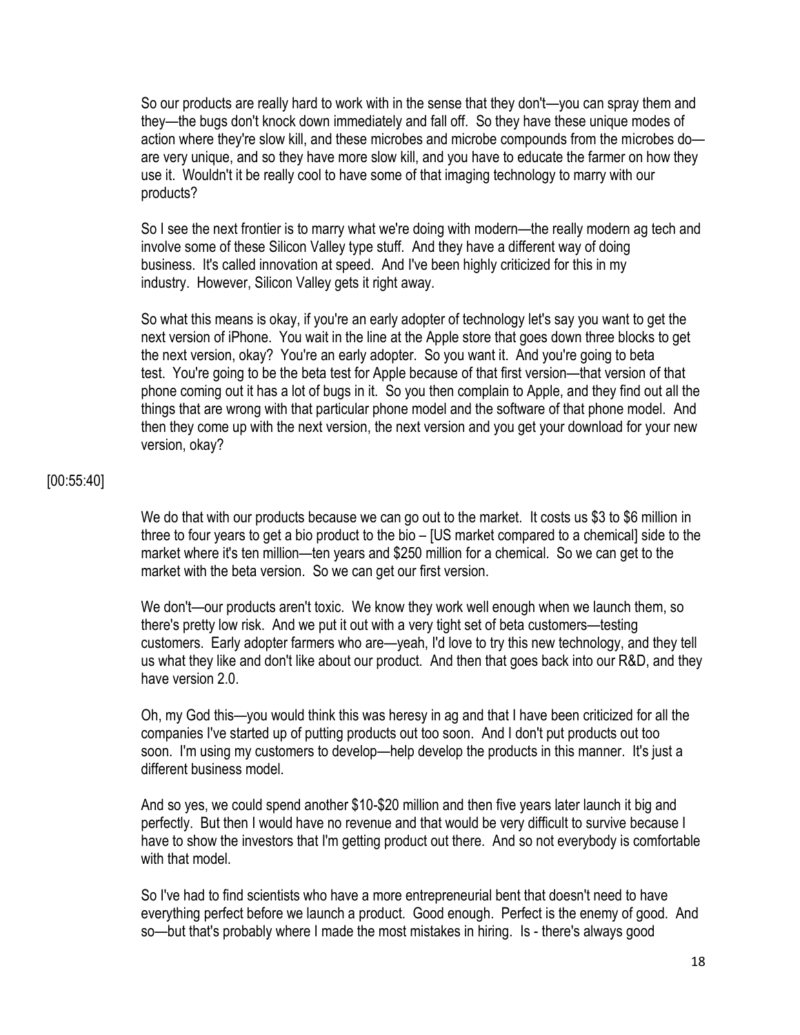So our products are really hard to work with in the sense that they don't—you can spray them and they—the bugs don't knock down immediately and fall off. So they have these unique modes of action where they're slow kill, and these microbes and microbe compounds from the microbes do—are very unique, and so they have more slow kill, and you have to educate the farmer on how they use it. Wouldn't it be really cool to have some of that imaging technology to marry with our products?

So I see the next frontier is to marry what we're doing with modern—the really modern ag tech and involve some of these Silicon Valley type stuff. And they have a different way of doing business. It's called innovation at speed. And I've been highly criticized for this in my industry. However, Silicon Valley gets it right away.

So what this means is okay, if you're an early adopter of technology let's say you want to get the next version of iPhone. You wait in the line at the Apple store that goes down three blocks to get the next version, okay? You're an early adopter. So you want it. And you're going to beta test. You're going to be the beta test for Apple because of that first version—that version of that phone coming out it has a lot of bugs in it. So you then complain to Apple, and they find out all the things that are wrong with that particular phone model and the software of that phone model. And then they come up with the next version, the next version and you get your download for your new version, okay?

[00:55:40]

We do that with our products because we can go out to the market. It costs us $3 to $6 million in three to four years to get a bio product to the bio – [US market compared to a chemical] side to the market where it's ten million—ten years and $250 million for a chemical. So we can get to the market with the beta version. So we can get our first version.

We don't—our products aren't toxic. We know they work well enough when we launch them, so there's pretty low risk. And we put it out with a very tight set of beta customers—testing customers. Early adopter farmers who are—yeah, I'd love to try this new technology, and they tell us what they like and don't like about our product. And then that goes back into our R&D, and they have version 2.0.

Oh, my God this—you would think this was heresy in ag and that I have been criticized for all the companies I've started up of putting products out too soon. And I don't put products out too soon. I'm using my customers to develop—help develop the products in this manner. It's just a different business model.

And so yes, we could spend another $10-$20 million and then five years later launch it big and perfectly. But then I would have no revenue and that would be very difficult to survive because I have to show the investors that I'm getting product out there. And so not everybody is comfortable with that model.

So I've had to find scientists who have a more entrepreneurial bent that doesn't need to have everything perfect before we launch a product. Good enough. Perfect is the enemy of good. And so—but that's probably where I made the most mistakes in hiring. Is - there's always good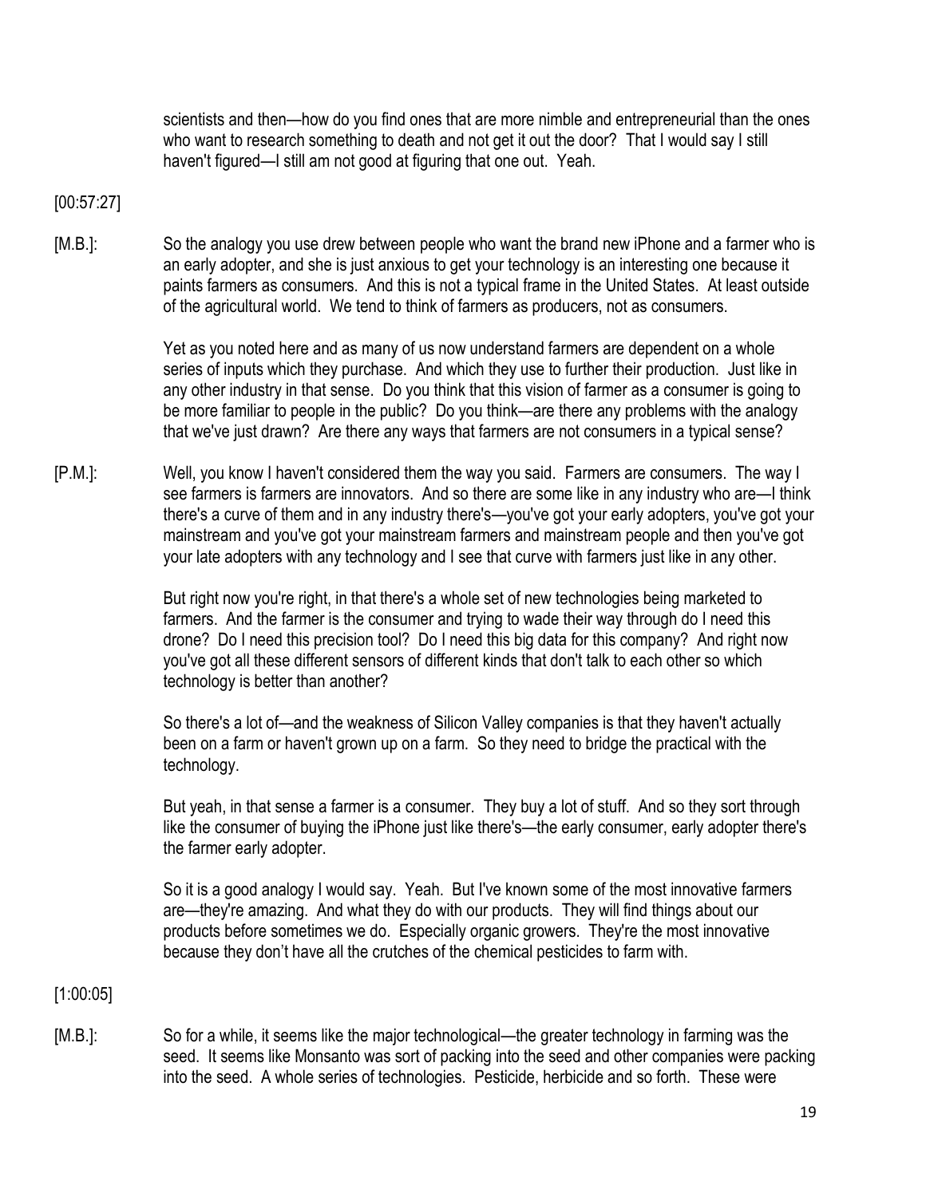scientists and then—how do you find ones that are more nimble and entrepreneurial than the ones who want to research something to death and not get it out the door? That I would say I still haven't figured—I still am not good at figuring that one out. Yeah.

[00:57:27]

[M.B.]: So the analogy you use drew between people who want the brand new iPhone and a farmer who is an early adopter, and she is just anxious to get your technology is an interesting one because it paints farmers as consumers. And this is not a typical frame in the United States. At least outside of the agricultural world. We tend to think of farmers as producers, not as consumers.

Yet as you noted here and as many of us now understand farmers are dependent on a whole series of inputs which they purchase. And which they use to further their production. Just like in any other industry in that sense. Do you think that this vision of farmer as a consumer is going to be more familiar to people in the public? Do you think—are there any problems with the analogy that we've just drawn? Are there any ways that farmers are not consumers in a typical sense?

[P.M.]: Well, you know I haven't considered them the way you said. Farmers are consumers. The way I see farmers is farmers are innovators. And so there are some like in any industry who are—I think there's a curve of them and in any industry there's—you've got your early adopters, you've got your mainstream and you've got your mainstream farmers and mainstream people and then you've got your late adopters with any technology and I see that curve with farmers just like in any other.

But right now you're right, in that there's a whole set of new technologies being marketed to farmers. And the farmer is the consumer and trying to wade their way through do I need this drone? Do I need this precision tool? Do I need this big data for this company? And right now you've got all these different sensors of different kinds that don't talk to each other so which technology is better than another?

So there's a lot of—and the weakness of Silicon Valley companies is that they haven't actually been on a farm or haven't grown up on a farm. So they need to bridge the practical with the technology.

But yeah, in that sense a farmer is a consumer. They buy a lot of stuff. And so they sort through like the consumer of buying the iPhone just like there's—the early consumer, early adopter there's the farmer early adopter.

So it is a good analogy I would say. Yeah. But I've known some of the most innovative farmers are—they're amazing. And what they do with our products. They will find things about our products before sometimes we do. Especially organic growers. They're the most innovative because they don't have all the crutches of the chemical pesticides to farm with.

[1:00:05]

[M.B.]: So for a while, it seems like the major technological—the greater technology in farming was the seed. It seems like Monsanto was sort of packing into the seed and other companies were packing into the seed. A whole series of technologies. Pesticide, herbicide and so forth. These were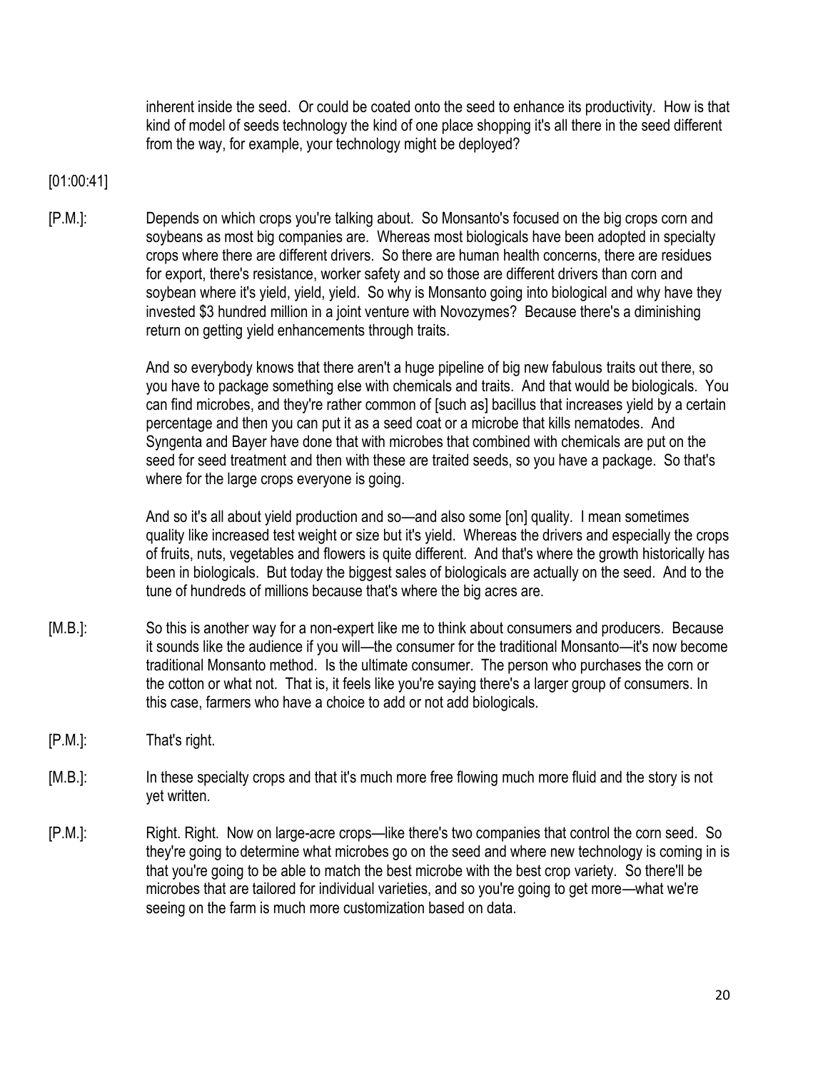inherent inside the seed. Or could be coated onto the seed to enhance its productivity. How is that kind of model of seeds technology the kind of one place shopping it's all there in the seed different from the way, for example, your technology might be deployed?

[01:00:41]

[P.M.]: Depends on which crops you're talking about. So Monsanto's focused on the big crops corn and soybeans as most big companies are. Whereas most biologicals have been adopted in specialty crops where there are different drivers. So there are human health concerns, there are residues for export, there's resistance, worker safety and so those are different drivers than corn and soybean where it's yield, yield, yield. So why is Monsanto going into biological and why have they invested $3 hundred million in a joint venture with Novozymes? Because there's a diminishing return on getting yield enhancements through traits.

And so everybody knows that there aren't a huge pipeline of big new fabulous traits out there, so you have to package something else with chemicals and traits. And that would be biologicals. You can find microbes, and they're rather common of [such as] bacillus that increases yield by a certain percentage and then you can put it as a seed coat or a microbe that kills nematodes. And Syngenta and Bayer have done that with microbes that combined with chemicals are put on the seed for seed treatment and then with these are traited seeds, so you have a package. So that's where for the large crops everyone is going.

And so it's all about yield production and so—and also some [on] quality. I mean sometimes quality like increased test weight or size but it's yield. Whereas the drivers and especially the crops of fruits, nuts, vegetables and flowers is quite different. And that's where the growth historically has been in biologicals. But today the biggest sales of biologicals are actually on the seed. And to the tune of hundreds of millions because that's where the big acres are.

[M.B.]: So this is another way for a non-expert like me to think about consumers and producers. Because it sounds like the audience if you will—the consumer for the traditional Monsanto—it's now become traditional Monsanto method. Is the ultimate consumer. The person who purchases the corn or the cotton or what not. That is, it feels like you're saying there's a larger group of consumers. In this case, farmers who have a choice to add or not add biologicals.

[P.M.]: That's right.

[M.B.]: In these specialty crops and that it's much more free flowing much more fluid and the story is not yet written.

[P.M.]: Right. Right. Now on large-acre crops—like there's two companies that control the corn seed. So they're going to determine what microbes go on the seed and where new technology is coming in is that you're going to be able to match the best microbe with the best crop variety. So there'll be microbes that are tailored for individual varieties, and so you're going to get more—what we're seeing on the farm is much more customization based on data.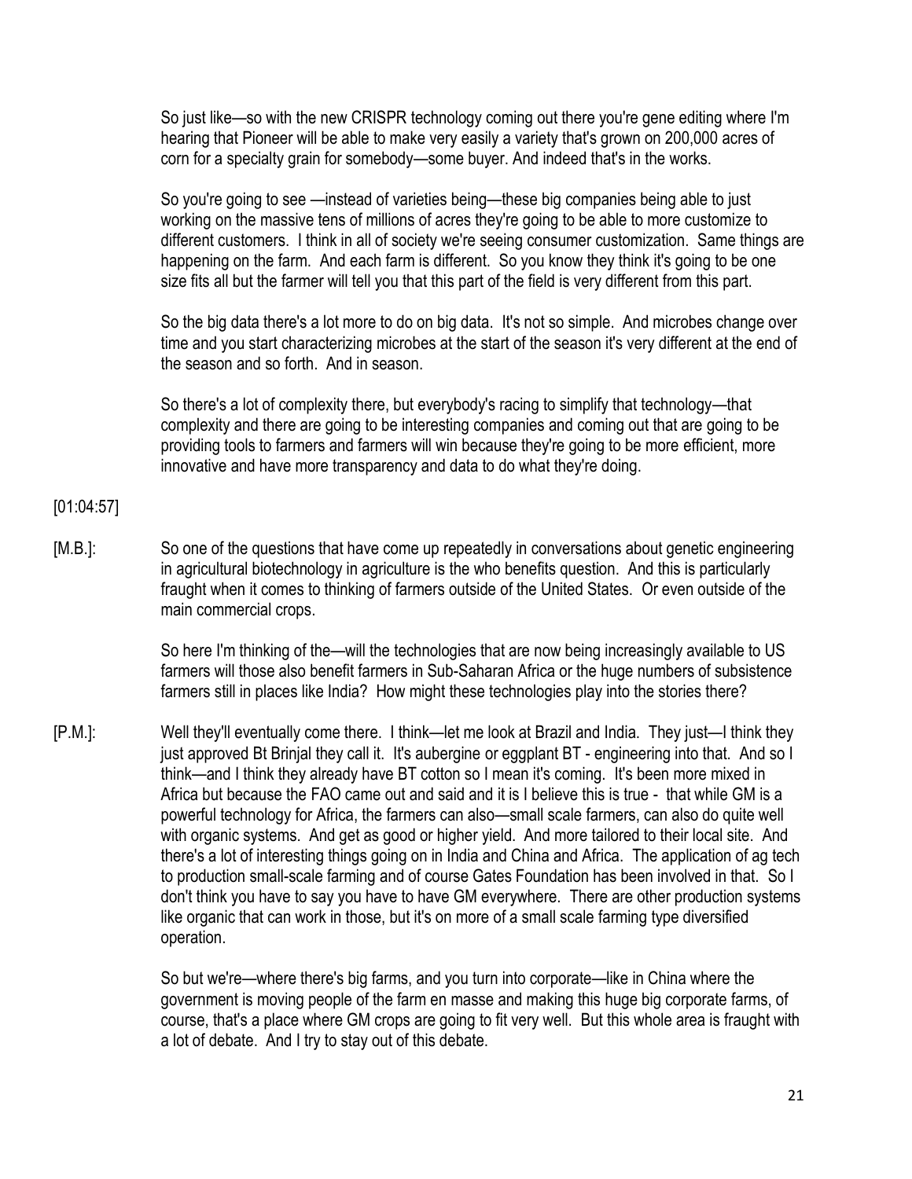So just like—so with the new CRISPR technology coming out there you're gene editing where I'm hearing that Pioneer will be able to make very easily a variety that's grown on 200,000 acres of corn for a specialty grain for somebody—some buyer. And indeed that's in the works.

So you're going to see —instead of varieties being—these big companies being able to just working on the massive tens of millions of acres they're going to be able to more customize to different customers. I think in all of society we're seeing consumer customization. Same things are happening on the farm. And each farm is different. So you know they think it's going to be one size fits all but the farmer will tell you that this part of the field is very different from this part.

So the big data there's a lot more to do on big data. It's not so simple. And microbes change over time and you start characterizing microbes at the start of the season it's very different at the end of the season and so forth. And in season.

So there's a lot of complexity there, but everybody's racing to simplify that technology—that complexity and there are going to be interesting companies and coming out that are going to be providing tools to farmers and farmers will win because they're going to be more efficient, more innovative and have more transparency and data to do what they're doing.

[01:04:57]

[M.B.]: So one of the questions that have come up repeatedly in conversations about genetic engineering in agricultural biotechnology in agriculture is the who benefits question. And this is particularly fraught when it comes to thinking of farmers outside of the United States. Or even outside of the main commercial crops.

So here I'm thinking of the—will the technologies that are now being increasingly available to US farmers will those also benefit farmers in Sub-Saharan Africa or the huge numbers of subsistence farmers still in places like India? How might these technologies play into the stories there?

[P.M.]: Well they'll eventually come there. I think—let me look at Brazil and India. They just—I think they just approved Bt Brinjal they call it. It's aubergine or eggplant BT - engineering into that. And so I think—and I think they already have BT cotton so I mean it's coming. It's been more mixed in Africa but because the FAO came out and said and it is I believe this is true - that while GM is a powerful technology for Africa, the farmers can also—small scale farmers, can also do quite well with organic systems. And get as good or higher yield. And more tailored to their local site. And there's a lot of interesting things going on in India and China and Africa. The application of ag tech to production small-scale farming and of course Gates Foundation has been involved in that. So I don't think you have to say you have to have GM everywhere. There are other production systems like organic that can work in those, but it's on more of a small scale farming type diversified operation.

So but we're—where there's big farms, and you turn into corporate—like in China where the government is moving people of the farm en masse and making this huge big corporate farms, of course, that's a place where GM crops are going to fit very well. But this whole area is fraught with a lot of debate. And I try to stay out of this debate.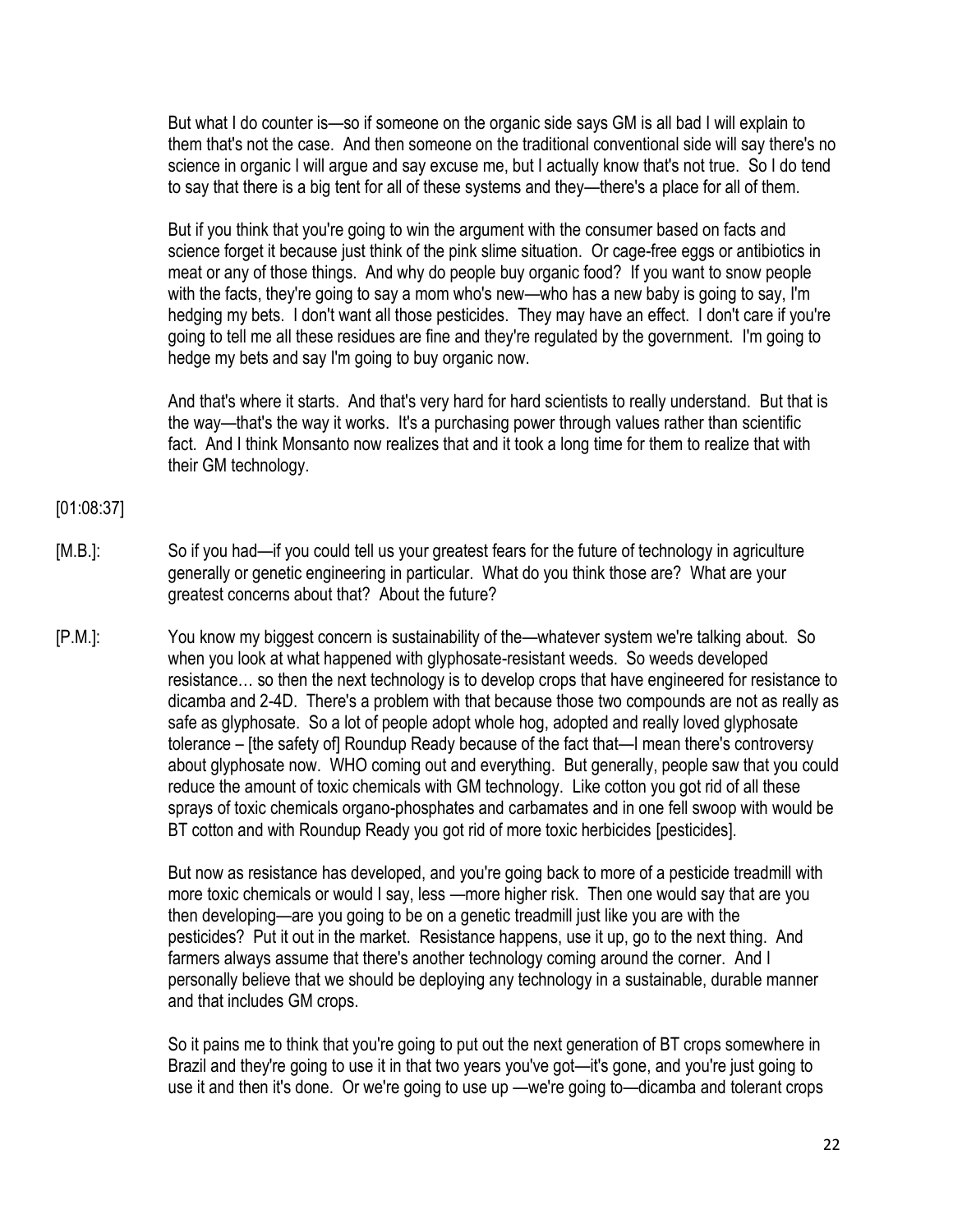But what I do counter is—so if someone on the organic side says GM is all bad I will explain to them that's not the case. And then someone on the traditional conventional side will say there's no science in organic I will argue and say excuse me, but I actually know that's not true. So I do tend to say that there is a big tent for all of these systems and they—there's a place for all of them.

But if you think that you're going to win the argument with the consumer based on facts and science forget it because just think of the pink slime situation. Or cage-free eggs or antibiotics in meat or any of those things. And why do people buy organic food? If you want to snow people with the facts, they're going to say a mom who's new—who has a new baby is going to say, I'm hedging my bets. I don't want all those pesticides. They may have an effect. I don't care if you're going to tell me all these residues are fine and they're regulated by the government. I'm going to hedge my bets and say I'm going to buy organic now.

And that's where it starts. And that's very hard for hard scientists to really understand. But that is the way—that's the way it works. It's a purchasing power through values rather than scientific fact. And I think Monsanto now realizes that and it took a long time for them to realize that with their GM technology.

[01:08:37]

[M.B.]: So if you had—if you could tell us your greatest fears for the future of technology in agriculture generally or genetic engineering in particular. What do you think those are? What are your greatest concerns about that? About the future?

[P.M.]: You know my biggest concern is sustainability of the—whatever system we're talking about. So when you look at what happened with glyphosate-resistant weeds. So weeds developed resistance… so then the next technology is to develop crops that have engineered for resistance to dicamba and 2-4D. There's a problem with that because those two compounds are not as really as safe as glyphosate. So a lot of people adopt whole hog, adopted and really loved glyphosate tolerance – [the safety of] Roundup Ready because of the fact that—I mean there's controversy about glyphosate now. WHO coming out and everything. But generally, people saw that you could reduce the amount of toxic chemicals with GM technology. Like cotton you got rid of all these sprays of toxic chemicals organo-phosphates and carbamates and in one fell swoop with would be BT cotton and with Roundup Ready you got rid of more toxic herbicides [pesticides].

But now as resistance has developed, and you're going back to more of a pesticide treadmill with more toxic chemicals or would I say, less —more higher risk. Then one would say that are you then developing—are you going to be on a genetic treadmill just like you are with the pesticides? Put it out in the market. Resistance happens, use it up, go to the next thing. And farmers always assume that there's another technology coming around the corner. And I personally believe that we should be deploying any technology in a sustainable, durable manner and that includes GM crops.

So it pains me to think that you're going to put out the next generation of BT crops somewhere in Brazil and they're going to use it in that two years you've got—it's gone, and you're just going to use it and then it's done. Or we're going to use up —we're going to—dicamba and tolerant crops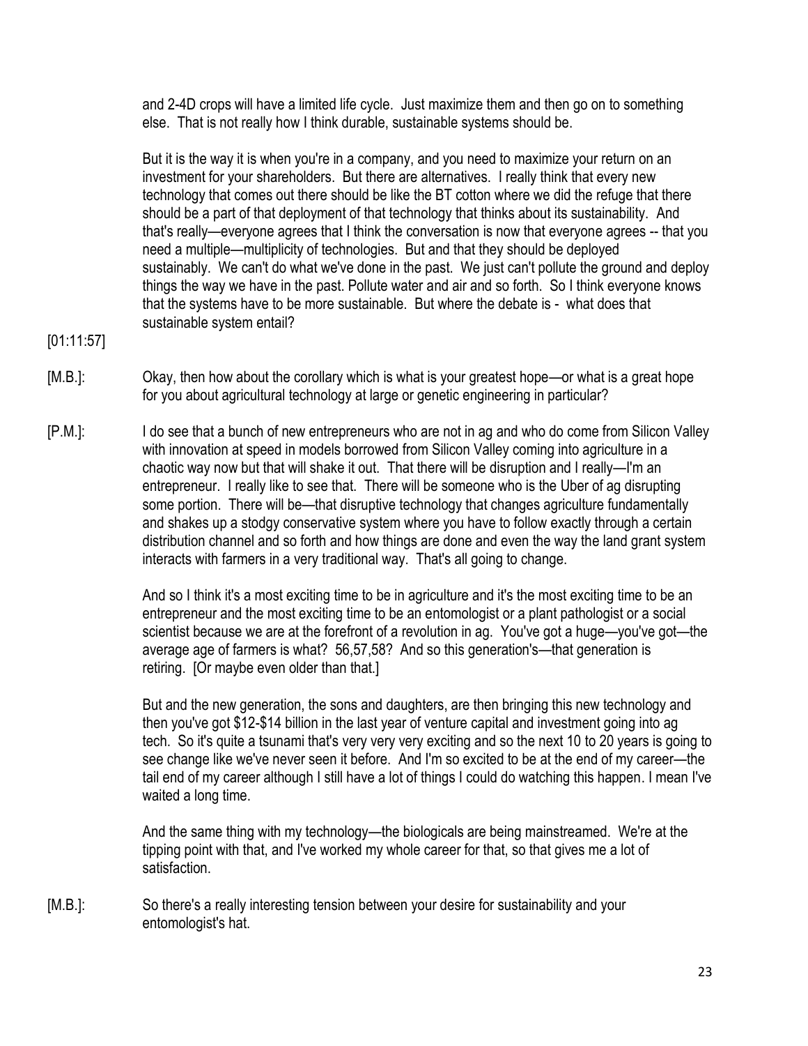and 2-4D crops will have a limited life cycle. Just maximize them and then go on to something else. That is not really how I think durable, sustainable systems should be.

But it is the way it is when you're in a company, and you need to maximize your return on an investment for your shareholders. But there are alternatives. I really think that every new technology that comes out there should be like the BT cotton where we did the refuge that there should be a part of that deployment of that technology that thinks about its sustainability. And that's really—everyone agrees that I think the conversation is now that everyone agrees -- that you need a multiple—multiplicity of technologies. But and that they should be deployed sustainably. We can't do what we've done in the past. We just can't pollute the ground and deploy things the way we have in the past. Pollute water and air and so forth. So I think everyone knows that the systems have to be more sustainable. But where the debate is - what does that sustainable system entail?

[01:11:57]

[M.B.]: Okay, then how about the corollary which is what is your greatest hope—or what is a great hope for you about agricultural technology at large or genetic engineering in particular?

[P.M.]: I do see that a bunch of new entrepreneurs who are not in ag and who do come from Silicon Valley with innovation at speed in models borrowed from Silicon Valley coming into agriculture in a chaotic way now but that will shake it out. That there will be disruption and I really—I'm an entrepreneur. I really like to see that. There will be someone who is the Uber of ag disrupting some portion. There will be—that disruptive technology that changes agriculture fundamentally and shakes up a stodgy conservative system where you have to follow exactly through a certain distribution channel and so forth and how things are done and even the way the land grant system interacts with farmers in a very traditional way. That's all going to change.

And so I think it's a most exciting time to be in agriculture and it's the most exciting time to be an entrepreneur and the most exciting time to be an entomologist or a plant pathologist or a social scientist because we are at the forefront of a revolution in ag. You've got a huge—you've got—the average age of farmers is what? 56,57,58? And so this generation's—that generation is retiring. [Or maybe even older than that.]

But and the new generation, the sons and daughters, are then bringing this new technology and then you've got $12-$14 billion in the last year of venture capital and investment going into ag tech. So it's quite a tsunami that's very very very exciting and so the next 10 to 20 years is going to see change like we've never seen it before. And I'm so excited to be at the end of my career—the tail end of my career although I still have a lot of things I could do watching this happen. I mean I've waited a long time.

And the same thing with my technology—the biologicals are being mainstreamed. We're at the tipping point with that, and I've worked my whole career for that, so that gives me a lot of satisfaction.

[M.B.]: So there's a really interesting tension between your desire for sustainability and your entomologist's hat.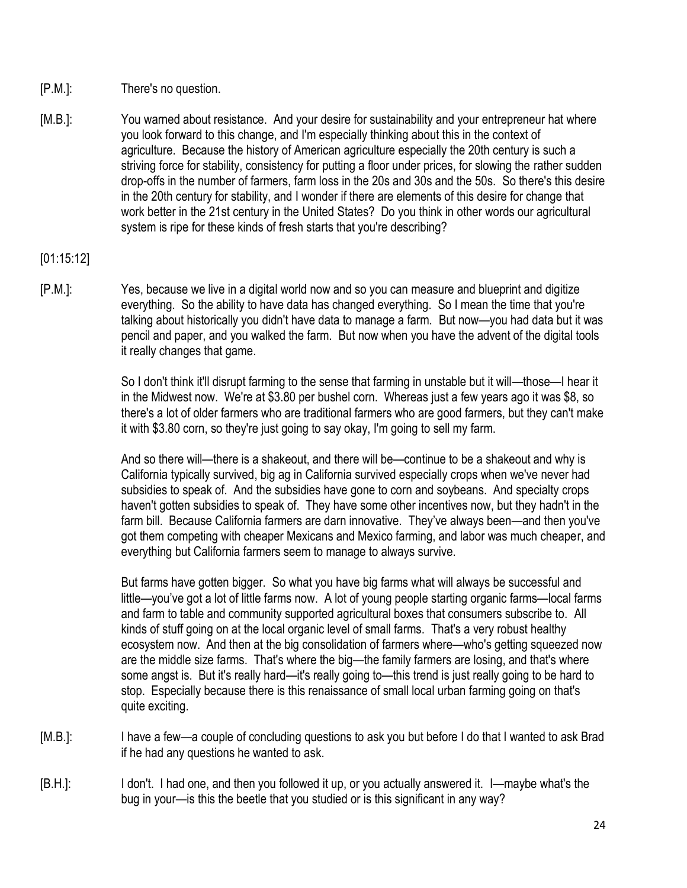[P.M.]: There's no question.

[M.B.]: You warned about resistance. And your desire for sustainability and your entrepreneur hat where you look forward to this change, and I'm especially thinking about this in the context of agriculture. Because the history of American agriculture especially the 20th century is such a striving force for stability, consistency for putting a floor under prices, for slowing the rather sudden drop-offs in the number of farmers, farm loss in the 20s and 30s and the 50s. So there's this desire in the 20th century for stability, and I wonder if there are elements of this desire for change that work better in the 21st century in the United States? Do you think in other words our agricultural system is ripe for these kinds of fresh starts that you're describing?

[01:15:12]

[P.M.]: Yes, because we live in a digital world now and so you can measure and blueprint and digitize everything. So the ability to have data has changed everything. So I mean the time that you're talking about historically you didn't have data to manage a farm. But now—you had data but it was pencil and paper, and you walked the farm. But now when you have the advent of the digital tools it really changes that game.

So I don't think it'll disrupt farming to the sense that farming in unstable but it will—those—I hear it in the Midwest now. We're at $3.80 per bushel corn. Whereas just a few years ago it was $8, so there's a lot of older farmers who are traditional farmers who are good farmers, but they can't make it with $3.80 corn, so they're just going to say okay, I'm going to sell my farm.

And so there will—there is a shakeout, and there will be—continue to be a shakeout and why is California typically survived, big ag in California survived especially crops when we've never had subsidies to speak of. And the subsidies have gone to corn and soybeans. And specialty crops haven't gotten subsidies to speak of. They have some other incentives now, but they hadn't in the farm bill. Because California farmers are darn innovative. They've always been—and then you've got them competing with cheaper Mexicans and Mexico farming, and labor was much cheaper, and everything but California farmers seem to manage to always survive.

But farms have gotten bigger. So what you have big farms what will always be successful and little—you've got a lot of little farms now. A lot of young people starting organic farms—local farms and farm to table and community supported agricultural boxes that consumers subscribe to. All kinds of stuff going on at the local organic level of small farms. That's a very robust healthy ecosystem now. And then at the big consolidation of farmers where—who's getting squeezed now are the middle size farms. That's where the big—the family farmers are losing, and that's where some angst is. But it's really hard—it's really going to—this trend is just really going to be hard to stop. Especially because there is this renaissance of small local urban farming going on that's quite exciting.

[M.B.]: I have a few—a couple of concluding questions to ask you but before I do that I wanted to ask Brad if he had any questions he wanted to ask.

[B.H.]: I don't. I had one, and then you followed it up, or you actually answered it. I—maybe what's the bug in your—is this the beetle that you studied or is this significant in any way?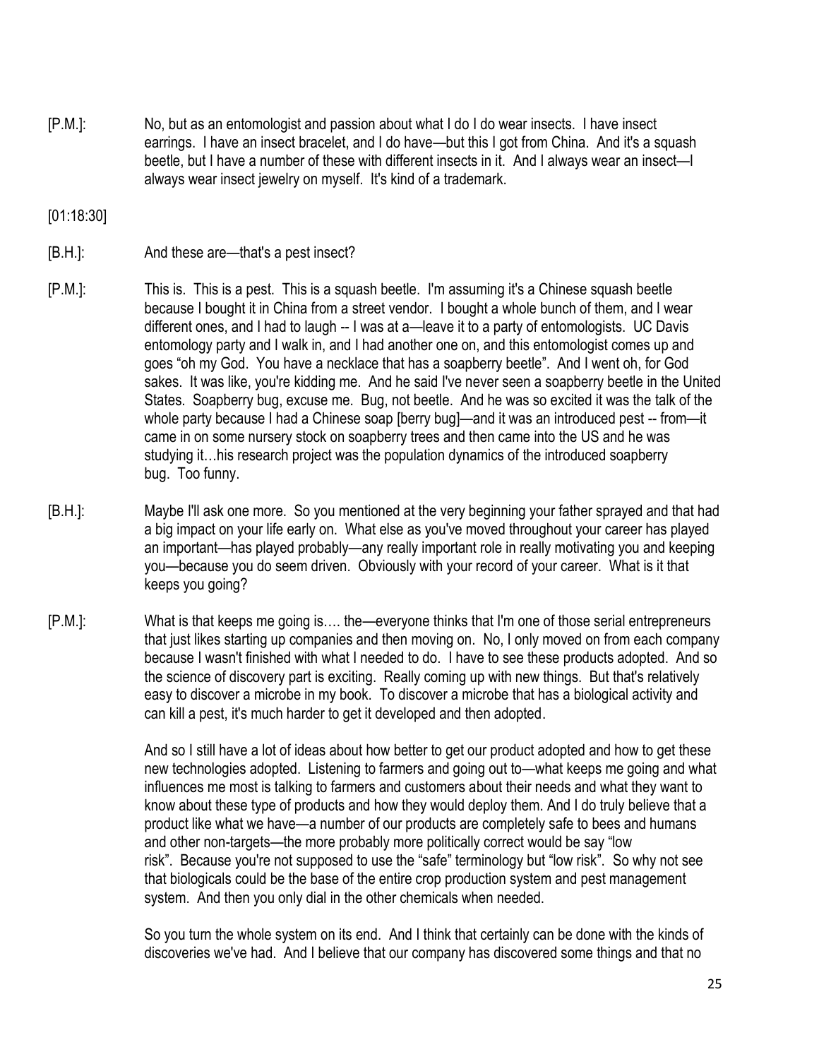[P.M.]: No, but as an entomologist and passion about what I do I do wear insects. I have insect earrings. I have an insect bracelet, and I do have—but this I got from China. And it's a squash beetle, but I have a number of these with different insects in it. And I always wear an insect—I always wear insect jewelry on myself. It's kind of a trademark.

[01:18:30]

[B.H.]: And these are—that's a pest insect?

[P.M.]: This is. This is a pest. This is a squash beetle. I'm assuming it's a Chinese squash beetle because I bought it in China from a street vendor. I bought a whole bunch of them, and I wear different ones, and I had to laugh -- I was at a—leave it to a party of entomologists. UC Davis entomology party and I walk in, and I had another one on, and this entomologist comes up and goes "oh my God. You have a necklace that has a soapberry beetle". And I went oh, for God sakes. It was like, you're kidding me. And he said I've never seen a soapberry beetle in the United States. Soapberry bug, excuse me. Bug, not beetle. And he was so excited it was the talk of the whole party because I had a Chinese soap [berry bug]—and it was an introduced pest -- from—it came in on some nursery stock on soapberry trees and then came into the US and he was studying it…his research project was the population dynamics of the introduced soapberry bug. Too funny.

[B.H.]: Maybe I'll ask one more. So you mentioned at the very beginning your father sprayed and that had a big impact on your life early on. What else as you've moved throughout your career has played an important—has played probably—any really important role in really motivating you and keeping you—because you do seem driven. Obviously with your record of your career. What is it that keeps you going?

[P.M.]: What is that keeps me going is…. the—everyone thinks that I'm one of those serial entrepreneurs that just likes starting up companies and then moving on. No, I only moved on from each company because I wasn't finished with what I needed to do. I have to see these products adopted. And so the science of discovery part is exciting. Really coming up with new things. But that's relatively easy to discover a microbe in my book. To discover a microbe that has a biological activity and can kill a pest, it's much harder to get it developed and then adopted.

And so I still have a lot of ideas about how better to get our product adopted and how to get these new technologies adopted. Listening to farmers and going out to—what keeps me going and what influences me most is talking to farmers and customers about their needs and what they want to know about these type of products and how they would deploy them. And I do truly believe that a product like what we have—a number of our products are completely safe to bees and humans and other non-targets—the more probably more politically correct would be say "low risk". Because you're not supposed to use the "safe" terminology but "low risk". So why not see that biologicals could be the base of the entire crop production system and pest management system. And then you only dial in the other chemicals when needed.

So you turn the whole system on its end. And I think that certainly can be done with the kinds of discoveries we've had. And I believe that our company has discovered some things and that no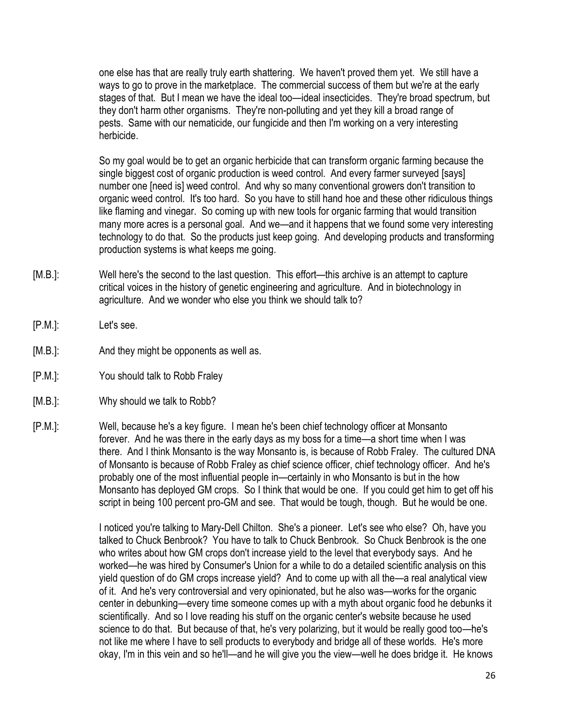one else has that are really truly earth shattering. We haven't proved them yet. We still have a ways to go to prove in the marketplace. The commercial success of them but we're at the early stages of that. But I mean we have the ideal too—ideal insecticides. They're broad spectrum, but they don't harm other organisms. They're non-polluting and yet they kill a broad range of pests. Same with our nematicide, our fungicide and then I'm working on a very interesting herbicide.

So my goal would be to get an organic herbicide that can transform organic farming because the single biggest cost of organic production is weed control. And every farmer surveyed [says] number one [need is] weed control. And why so many conventional growers don't transition to organic weed control. It's too hard. So you have to still hand hoe and these other ridiculous things like flaming and vinegar. So coming up with new tools for organic farming that would transition many more acres is a personal goal. And we—and it happens that we found some very interesting technology to do that. So the products just keep going. And developing products and transforming production systems is what keeps me going.

[M.B.]: Well here's the second to the last question. This effort—this archive is an attempt to capture critical voices in the history of genetic engineering and agriculture. And in biotechnology in agriculture. And we wonder who else you think we should talk to?

[P.M.]: Let's see.

[M.B.]: And they might be opponents as well as.

[P.M.]: You should talk to Robb Fraley

[M.B.]: Why should we talk to Robb?

[P.M.]: Well, because he's a key figure. I mean he's been chief technology officer at Monsanto forever. And he was there in the early days as my boss for a time—a short time when I was there. And I think Monsanto is the way Monsanto is, is because of Robb Fraley. The cultured DNA of Monsanto is because of Robb Fraley as chief science officer, chief technology officer. And he's probably one of the most influential people in—certainly in who Monsanto is but in the how Monsanto has deployed GM crops. So I think that would be one. If you could get him to get off his script in being 100 percent pro-GM and see. That would be tough, though. But he would be one.

I noticed you're talking to Mary-Dell Chilton. She's a pioneer. Let's see who else? Oh, have you talked to Chuck Benbrook? You have to talk to Chuck Benbrook. So Chuck Benbrook is the one who writes about how GM crops don't increase yield to the level that everybody says. And he worked—he was hired by Consumer's Union for a while to do a detailed scientific analysis on this yield question of do GM crops increase yield? And to come up with all the—a real analytical view of it. And he's very controversial and very opinionated, but he also was—works for the organic center in debunking—every time someone comes up with a myth about organic food he debunks it scientifically. And so I love reading his stuff on the organic center's website because he used science to do that. But because of that, he's very polarizing, but it would be really good too—he's not like me where I have to sell products to everybody and bridge all of these worlds. He's more okay, I'm in this vein and so he'll—and he will give you the view—well he does bridge it. He knows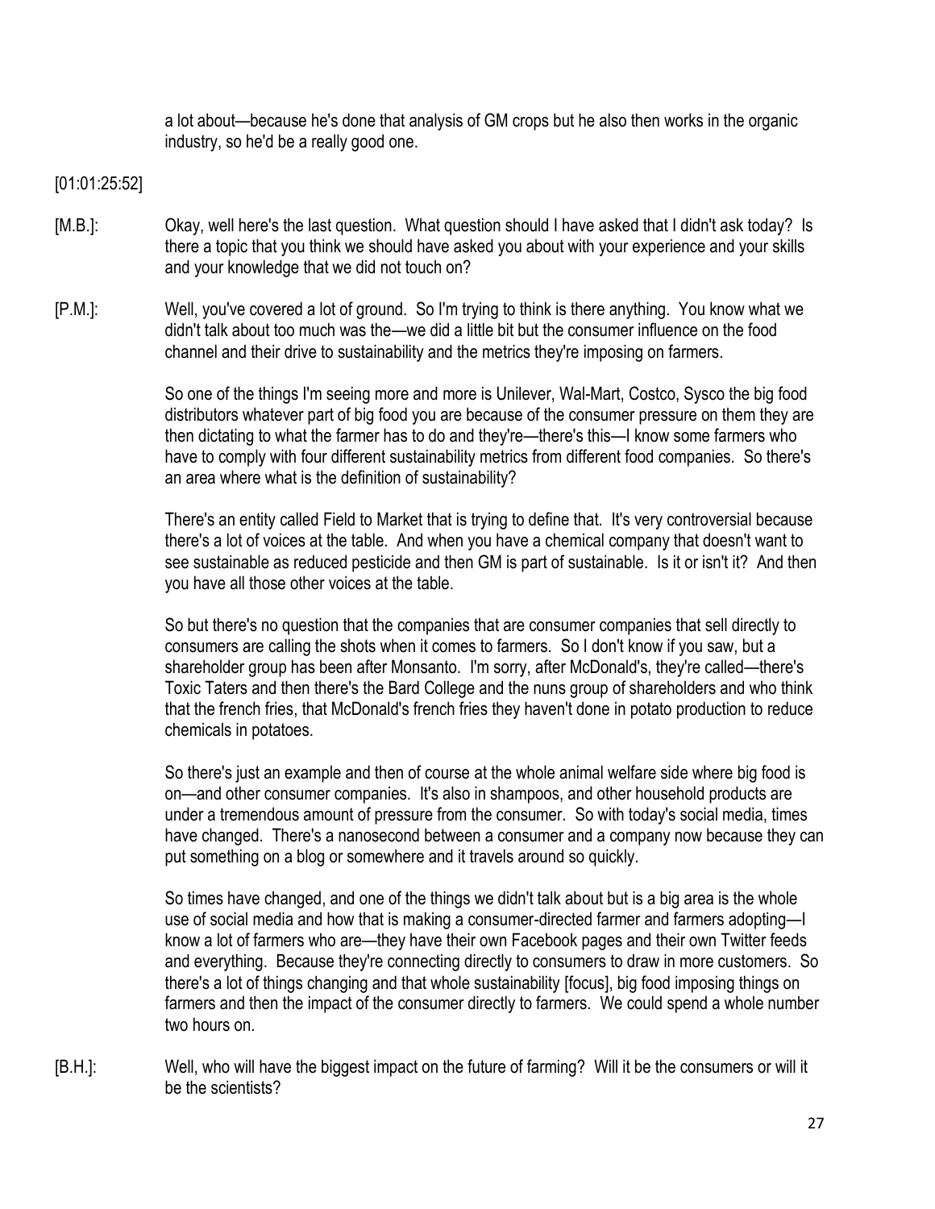a lot about—because he's done that analysis of GM crops but he also then works in the organic industry, so he'd be a really good one.

[01:01:25:52]

[M.B.]: Okay, well here's the last question. What question should I have asked that I didn't ask today? Is there a topic that you think we should have asked you about with your experience and your skills and your knowledge that we did not touch on?

[P.M.]: Well, you've covered a lot of ground. So I'm trying to think is there anything. You know what we didn't talk about too much was the—we did a little bit but the consumer influence on the food channel and their drive to sustainability and the metrics they're imposing on farmers.

So one of the things I'm seeing more and more is Unilever, Wal-Mart, Costco, Sysco the big food distributors whatever part of big food you are because of the consumer pressure on them they are then dictating to what the farmer has to do and they're—there's this—I know some farmers who have to comply with four different sustainability metrics from different food companies. So there's an area where what is the definition of sustainability?

There's an entity called Field to Market that is trying to define that. It's very controversial because there's a lot of voices at the table. And when you have a chemical company that doesn't want to see sustainable as reduced pesticide and then GM is part of sustainable. Is it or isn't it? And then you have all those other voices at the table.

So but there's no question that the companies that are consumer companies that sell directly to consumers are calling the shots when it comes to farmers. So I don't know if you saw, but a shareholder group has been after Monsanto. I'm sorry, after McDonald's, they're called—there's Toxic Taters and then there's the Bard College and the nuns group of shareholders and who think that the french fries, that McDonald's french fries they haven't done in potato production to reduce chemicals in potatoes.

So there's just an example and then of course at the whole animal welfare side where big food is on—and other consumer companies. It's also in shampoos, and other household products are under a tremendous amount of pressure from the consumer. So with today's social media, times have changed. There's a nanosecond between a consumer and a company now because they can put something on a blog or somewhere and it travels around so quickly.

So times have changed, and one of the things we didn't talk about but is a big area is the whole use of social media and how that is making a consumer-directed farmer and farmers adopting—I know a lot of farmers who are—they have their own Facebook pages and their own Twitter feeds and everything. Because they're connecting directly to consumers to draw in more customers. So there's a lot of things changing and that whole sustainability [focus], big food imposing things on farmers and then the impact of the consumer directly to farmers. We could spend a whole number two hours on.

[B.H.]: Well, who will have the biggest impact on the future of farming? Will it be the consumers or will it be the scientists?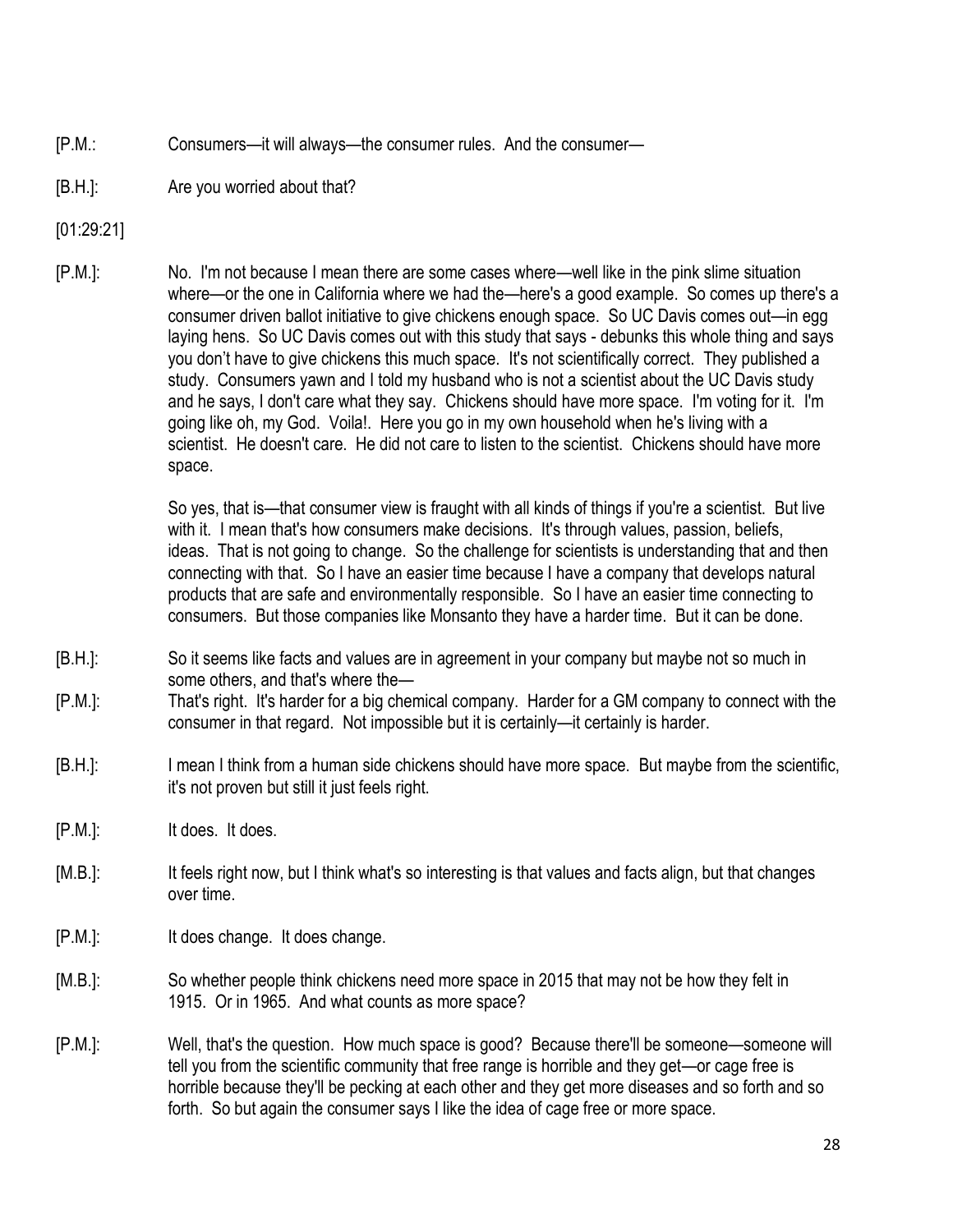[P.M.: Consumers—it will always—the consumer rules. And the consumer—

[B.H.]: Are you worried about that?

[01:29:21]

[P.M.]: No. I'm not because I mean there are some cases where—well like in the pink slime situation where—or the one in California where we had the—here's a good example. So comes up there's a consumer driven ballot initiative to give chickens enough space. So UC Davis comes out—in egg laying hens. So UC Davis comes out with this study that says - debunks this whole thing and says you don't have to give chickens this much space. It's not scientifically correct. They published a study. Consumers yawn and I told my husband who is not a scientist about the UC Davis study and he says, I don't care what they say. Chickens should have more space. I'm voting for it. I'm going like oh, my God. Voila!. Here you go in my own household when he's living with a scientist. He doesn't care. He did not care to listen to the scientist. Chickens should have more space.

So yes, that is—that consumer view is fraught with all kinds of things if you're a scientist. But live with it. I mean that's how consumers make decisions. It's through values, passion, beliefs, ideas. That is not going to change. So the challenge for scientists is understanding that and then connecting with that. So I have an easier time because I have a company that develops natural products that are safe and environmentally responsible. So I have an easier time connecting to consumers. But those companies like Monsanto they have a harder time. But it can be done.

[B.H.]: So it seems like facts and values are in agreement in your company but maybe not so much in some others, and that's where the—

[P.M.]: That's right. It's harder for a big chemical company. Harder for a GM company to connect with the consumer in that regard. Not impossible but it is certainly—it certainly is harder.

[B.H.]: I mean I think from a human side chickens should have more space. But maybe from the scientific, it's not proven but still it just feels right.

[P.M.]: It does. It does.

[M.B.]: It feels right now, but I think what's so interesting is that values and facts align, but that changes over time.

[P.M.]: It does change. It does change.

[M.B.]: So whether people think chickens need more space in 2015 that may not be how they felt in 1915. Or in 1965. And what counts as more space?

[P.M.]: Well, that's the question. How much space is good? Because there'll be someone—someone will tell you from the scientific community that free range is horrible and they get—or cage free is horrible because they'll be pecking at each other and they get more diseases and so forth and so forth. So but again the consumer says I like the idea of cage free or more space.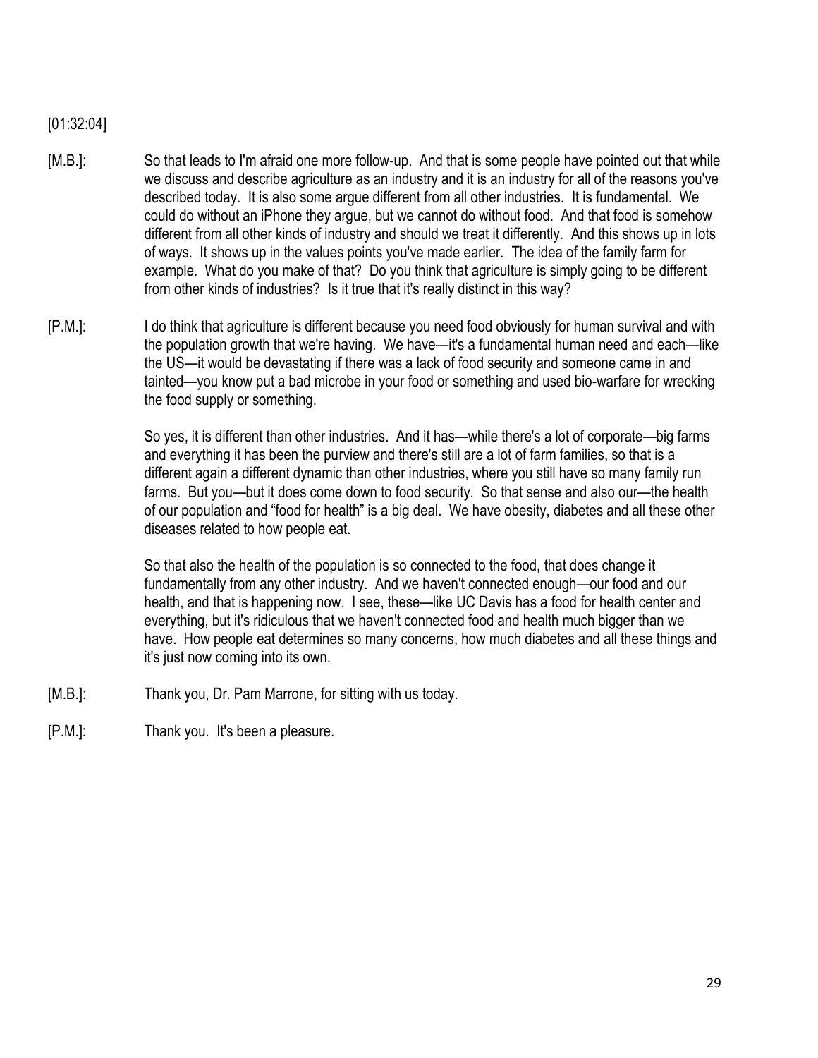[01:32:04]

[M.B.]: So that leads to I'm afraid one more follow-up. And that is some people have pointed out that while we discuss and describe agriculture as an industry and it is an industry for all of the reasons you've described today. It is also some argue different from all other industries. It is fundamental. We could do without an iPhone they argue, but we cannot do without food. And that food is somehow different from all other kinds of industry and should we treat it differently. And this shows up in lots of ways. It shows up in the values points you've made earlier. The idea of the family farm for example. What do you make of that? Do you think that agriculture is simply going to be different from other kinds of industries? Is it true that it's really distinct in this way?

[P.M.]: I do think that agriculture is different because you need food obviously for human survival and with the population growth that we're having. We have—it's a fundamental human need and each—like the US—it would be devastating if there was a lack of food security and someone came in and tainted—you know put a bad microbe in your food or something and used bio-warfare for wrecking the food supply or something.

So yes, it is different than other industries. And it has—while there's a lot of corporate—big farms and everything it has been the purview and there's still are a lot of farm families, so that is a different again a different dynamic than other industries, where you still have so many family run farms. But you—but it does come down to food security. So that sense and also our—the health of our population and "food for health" is a big deal. We have obesity, diabetes and all these other diseases related to how people eat.

So that also the health of the population is so connected to the food, that does change it fundamentally from any other industry. And we haven't connected enough—our food and our health, and that is happening now. I see, these—like UC Davis has a food for health center and everything, but it's ridiculous that we haven't connected food and health much bigger than we have. How people eat determines so many concerns, how much diabetes and all these things and it's just now coming into its own.

[M.B.]: Thank you, Dr. Pam Marrone, for sitting with us today.

[P.M.]: Thank you. It's been a pleasure.